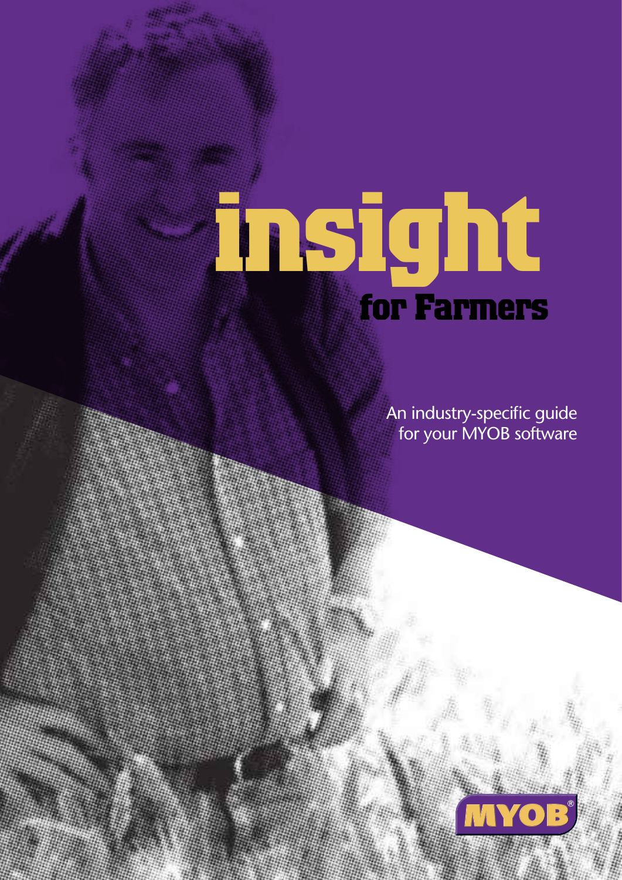# insight

## for Farmers

An industry-specific guide for your MYOB software

MYOB®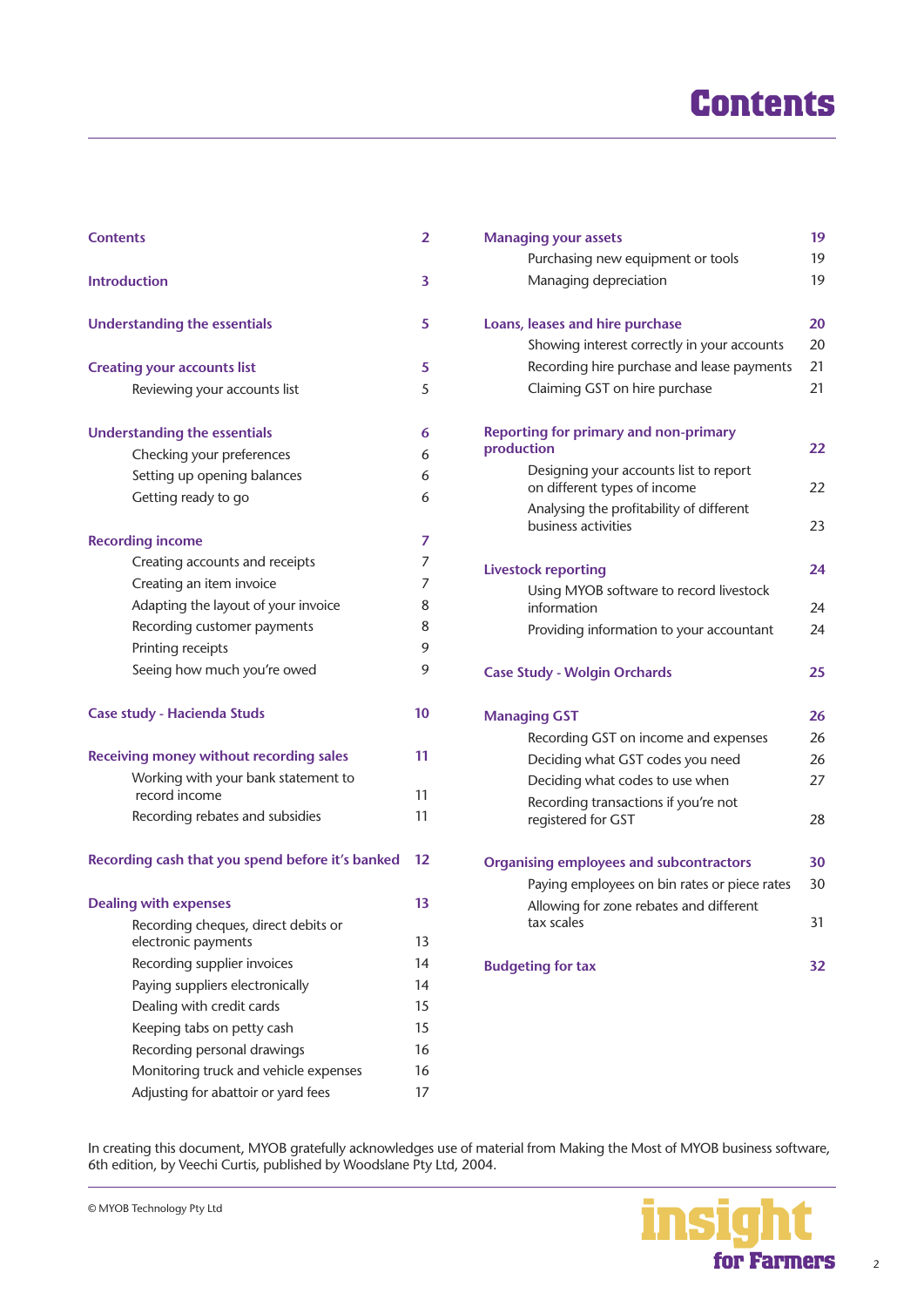# Contents

| | |
|---|---|
| **Contents** | **2** |
| **Introduction** | **3** |
| **Understanding the essentials** | **5** |
| **Creating your accounts list** | **5** |
| Reviewing your accounts list | 5 |
| **Understanding the essentials** | **6** |
| Checking your preferences | 6 |
| Setting up opening balances | 6 |
| Getting ready to go | 6 |
| **Recording income** | **7** |
| Creating accounts and receipts | 7 |
| Creating an item invoice | 7 |
| Adapting the layout of your invoice | 8 |
| Recording customer payments | 8 |
| Printing receipts | 9 |
| Seeing how much you're owed | 9 |
| **Case study - Hacienda Studs** | **10** |
| **Receiving money without recording sales** | **11** |
| Working with your bank statement to record income | 11 |
| Recording rebates and subsidies | 11 |
| **Recording cash that you spend before it's banked** | **12** |
| **Dealing with expenses** | **13** |
| Recording cheques, direct debits or electronic payments | 13 |
| Recording supplier invoices | 14 |
| Paying suppliers electronically | 14 |
| Dealing with credit cards | 15 |
| Keeping tabs on petty cash | 15 |
| Recording personal drawings | 16 |
| Monitoring truck and vehicle expenses | 16 |
| Adjusting for abattoir or yard fees | 17 |
| **Managing your assets** | **19** |
| Purchasing new equipment or tools | 19 |
| Managing depreciation | 19 |
| **Loans, leases and hire purchase** | **20** |
| Showing interest correctly in your accounts | 20 |
| Recording hire purchase and lease payments | 21 |
| Claiming GST on hire purchase | 21 |
| **Reporting for primary and non-primary production** | **22** |
| Designing your accounts list to report on different types of income | 22 |
| Analysing the profitability of different business activities | 23 |
| **Livestock reporting** | **24** |
| Using MYOB software to record livestock information | 24 |
| Providing information to your accountant | 24 |
| **Case Study - Wolgin Orchards** | **25** |
| **Managing GST** | **26** |
| Recording GST on income and expenses | 26 |
| Deciding what GST codes you need | 26 |
| Deciding what codes to use when | 27 |
| Recording transactions if you're not registered for GST | 28 |
| **Organising employees and subcontractors** | **30** |
| Paying employees on bin rates or piece rates | 30 |
| Allowing for zone rebates and different tax scales | 31 |
| **Budgeting for tax** | **32** |

In creating this document, MYOB gratefully acknowledges use of material from Making the Most of MYOB business software, 6th edition, by Veechi Curtis, published by Woodslane Pty Ltd, 2004.

© MYOB Technology Pty Ltd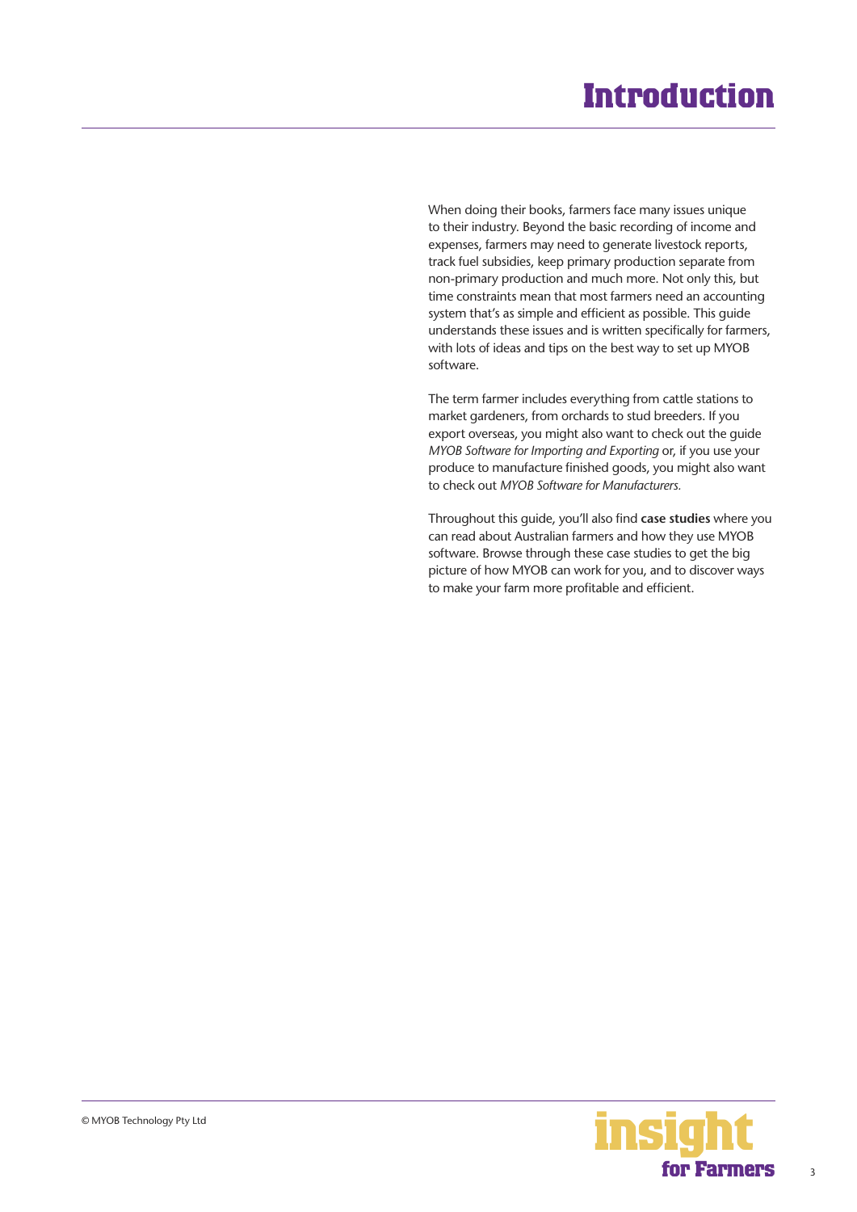# Introduction

When doing their books, farmers face many issues unique to their industry. Beyond the basic recording of income and expenses, farmers may need to generate livestock reports, track fuel subsidies, keep primary production separate from non-primary production and much more. Not only this, but time constraints mean that most farmers need an accounting system that's as simple and efficient as possible. This guide understands these issues and is written specifically for farmers, with lots of ideas and tips on the best way to set up MYOB software.

The term farmer includes everything from cattle stations to market gardeners, from orchards to stud breeders. If you export overseas, you might also want to check out the guide *MYOB Software for Importing and Exporting* or, if you use your produce to manufacture finished goods, you might also want to check out *MYOB Software for Manufacturers.*

Throughout this guide, you'll also find **case studies** where you can read about Australian farmers and how they use MYOB software. Browse through these case studies to get the big picture of how MYOB can work for you, and to discover ways to make your farm more profitable and efficient.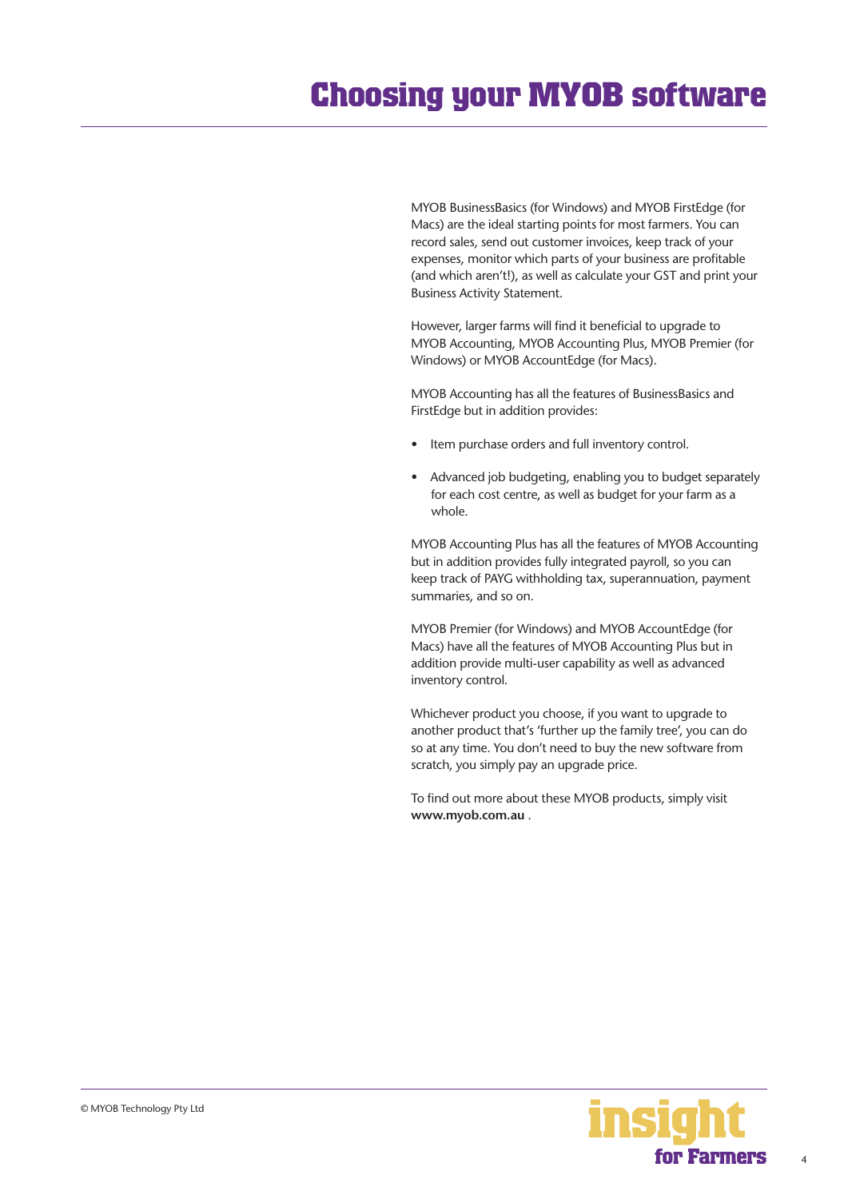# Choosing your MYOB software

MYOB BusinessBasics (for Windows) and MYOB FirstEdge (for Macs) are the ideal starting points for most farmers. You can record sales, send out customer invoices, keep track of your expenses, monitor which parts of your business are profitable (and which aren't!), as well as calculate your GST and print your Business Activity Statement.

However, larger farms will find it beneficial to upgrade to MYOB Accounting, MYOB Accounting Plus, MYOB Premier (for Windows) or MYOB AccountEdge (for Macs).

MYOB Accounting has all the features of BusinessBasics and FirstEdge but in addition provides:

- Item purchase orders and full inventory control.
- Advanced job budgeting, enabling you to budget separately for each cost centre, as well as budget for your farm as a whole.

MYOB Accounting Plus has all the features of MYOB Accounting but in addition provides fully integrated payroll, so you can keep track of PAYG withholding tax, superannuation, payment summaries, and so on.

MYOB Premier (for Windows) and MYOB AccountEdge (for Macs) have all the features of MYOB Accounting Plus but in addition provide multi-user capability as well as advanced inventory control.

Whichever product you choose, if you want to upgrade to another product that's 'further up the family tree', you can do so at any time. You don't need to buy the new software from scratch, you simply pay an upgrade price.

To find out more about these MYOB products, simply visit **www.myob.com.au** .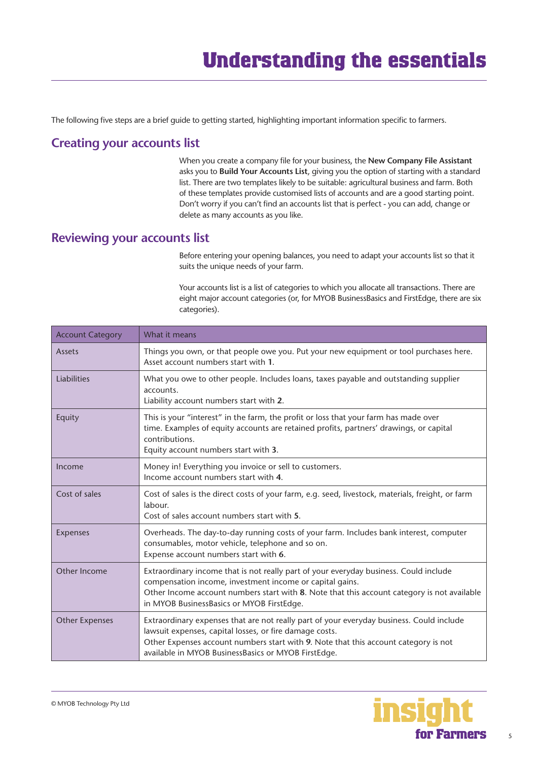# Understanding the essentials

The following five steps are a brief guide to getting started, highlighting important information specific to farmers.

## Creating your accounts list

When you create a company file for your business, the **New Company File Assistant** asks you to **Build Your Accounts List**, giving you the option of starting with a standard list. There are two templates likely to be suitable: agricultural business and farm. Both of these templates provide customised lists of accounts and are a good starting point. Don't worry if you can't find an accounts list that is perfect - you can add, change or delete as many accounts as you like.

## Reviewing your accounts list

Before entering your opening balances, you need to adapt your accounts list so that it suits the unique needs of your farm.

Your accounts list is a list of categories to which you allocate all transactions. There are eight major account categories (or, for MYOB BusinessBasics and FirstEdge, there are six categories).

| Account Category | What it means |
|---|---|
| Assets | Things you own, or that people owe you. Put your new equipment or tool purchases here.<br>Asset account numbers start with **1**. |
| Liabilities | What you owe to other people. Includes loans, taxes payable and outstanding supplier accounts.<br>Liability account numbers start with **2**. |
| Equity | This is your "interest" in the farm, the profit or loss that your farm has made over time. Examples of equity accounts are retained profits, partners' drawings, or capital contributions.<br>Equity account numbers start with **3**. |
| Income | Money in! Everything you invoice or sell to customers.<br>Income account numbers start with **4**. |
| Cost of sales | Cost of sales is the direct costs of your farm, e.g. seed, livestock, materials, freight, or farm labour.<br>Cost of sales account numbers start with **5**. |
| Expenses | Overheads. The day-to-day running costs of your farm. Includes bank interest, computer consumables, motor vehicle, telephone and so on.<br>Expense account numbers start with **6**. |
| Other Income | Extraordinary income that is not really part of your everyday business. Could include compensation income, investment income or capital gains.<br>Other Income account numbers start with **8**. Note that this account category is not available in MYOB BusinessBasics or MYOB FirstEdge. |
| Other Expenses | Extraordinary expenses that are not really part of your everyday business. Could include lawsuit expenses, capital losses, or fire damage costs.<br>Other Expenses account numbers start with **9**. Note that this account category is not available in MYOB BusinessBasics or MYOB FirstEdge. |

© MYOB Technology Pty Ltd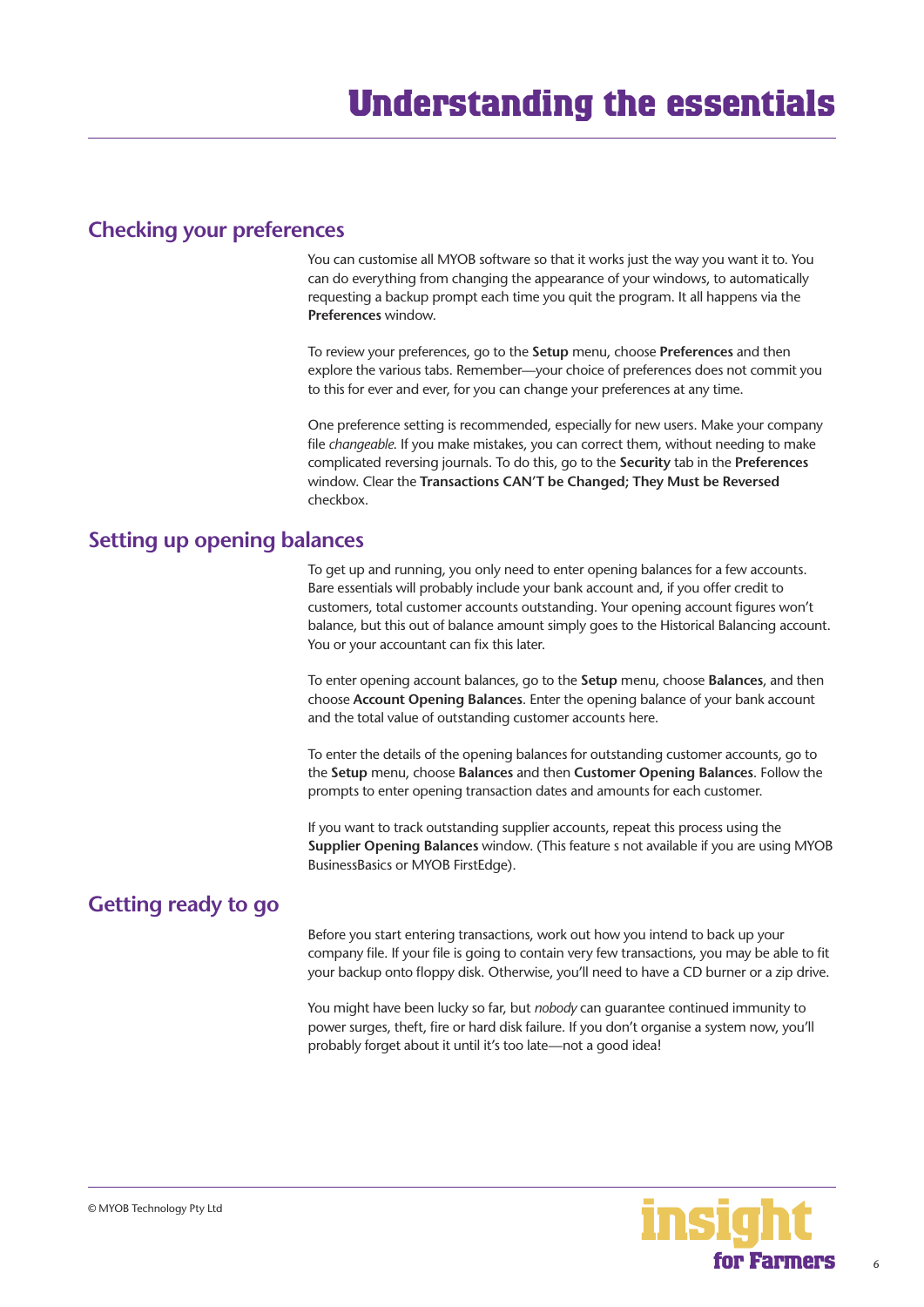# Understanding the essentials

## Checking your preferences

You can customise all MYOB software so that it works just the way you want it to. You can do everything from changing the appearance of your windows, to automatically requesting a backup prompt each time you quit the program. It all happens via the **Preferences** window.

To review your preferences, go to the **Setup** menu, choose **Preferences** and then explore the various tabs. Remember—your choice of preferences does not commit you to this for ever and ever, for you can change your preferences at any time.

One preference setting is recommended, especially for new users. Make your company file *changeable*. If you make mistakes, you can correct them, without needing to make complicated reversing journals. To do this, go to the **Security** tab in the **Preferences** window. Clear the **Transactions CAN'T be Changed; They Must be Reversed** checkbox.

## Setting up opening balances

To get up and running, you only need to enter opening balances for a few accounts. Bare essentials will probably include your bank account and, if you offer credit to customers, total customer accounts outstanding. Your opening account figures won't balance, but this out of balance amount simply goes to the Historical Balancing account. You or your accountant can fix this later.

To enter opening account balances, go to the **Setup** menu, choose **Balances**, and then choose **Account Opening Balances**. Enter the opening balance of your bank account and the total value of outstanding customer accounts here.

To enter the details of the opening balances for outstanding customer accounts, go to the **Setup** menu, choose **Balances** and then **Customer Opening Balances**. Follow the prompts to enter opening transaction dates and amounts for each customer.

If you want to track outstanding supplier accounts, repeat this process using the **Supplier Opening Balances** window. (This feature s not available if you are using MYOB BusinessBasics or MYOB FirstEdge).

## Getting ready to go

Before you start entering transactions, work out how you intend to back up your company file. If your file is going to contain very few transactions, you may be able to fit your backup onto floppy disk. Otherwise, you'll need to have a CD burner or a zip drive.

You might have been lucky so far, but *nobody* can guarantee continued immunity to power surges, theft, fire or hard disk failure. If you don't organise a system now, you'll probably forget about it until it's too late—not a good idea!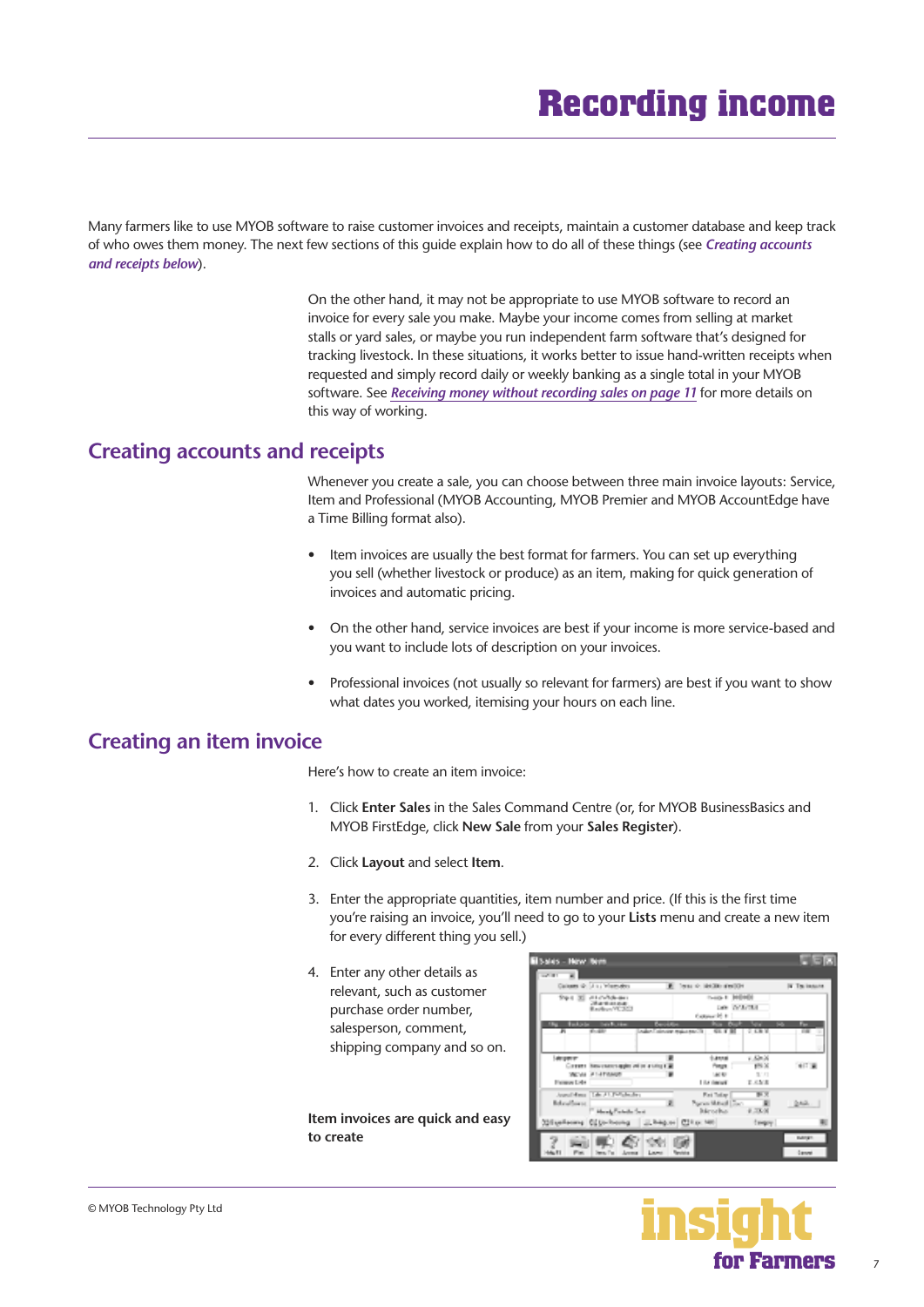# Recording income

Many farmers like to use MYOB software to raise customer invoices and receipts, maintain a customer database and keep track of who owes them money. The next few sections of this guide explain how to do all of these things (see ***Creating accounts and receipts below***).

On the other hand, it may not be appropriate to use MYOB software to record an invoice for every sale you make. Maybe your income comes from selling at market stalls or yard sales, or maybe you run independent farm software that's designed for tracking livestock. In these situations, it works better to issue hand-written receipts when requested and simply record daily or weekly banking as a single total in your MYOB software. See ***Receiving money without recording sales on page 11*** for more details on this way of working.

## Creating accounts and receipts

Whenever you create a sale, you can choose between three main invoice layouts: Service, Item and Professional (MYOB Accounting, MYOB Premier and MYOB AccountEdge have a Time Billing format also).

- Item invoices are usually the best format for farmers. You can set up everything you sell (whether livestock or produce) as an item, making for quick generation of invoices and automatic pricing.
- On the other hand, service invoices are best if your income is more service-based and you want to include lots of description on your invoices.
- Professional invoices (not usually so relevant for farmers) are best if you want to show what dates you worked, itemising your hours on each line.

## Creating an item invoice

Here's how to create an item invoice:

1. Click **Enter Sales** in the Sales Command Centre (or, for MYOB BusinessBasics and MYOB FirstEdge, click **New Sale** from your **Sales Register**).
2. Click **Layout** and select **Item**.
3. Enter the appropriate quantities, item number and price. (If this is the first time you're raising an invoice, you'll need to go to your **Lists** menu and create a new item for every different thing you sell.)
4. Enter any other details as relevant, such as customer purchase order number, salesperson, comment, shipping company and so on.

**Item invoices are quick and easy to create**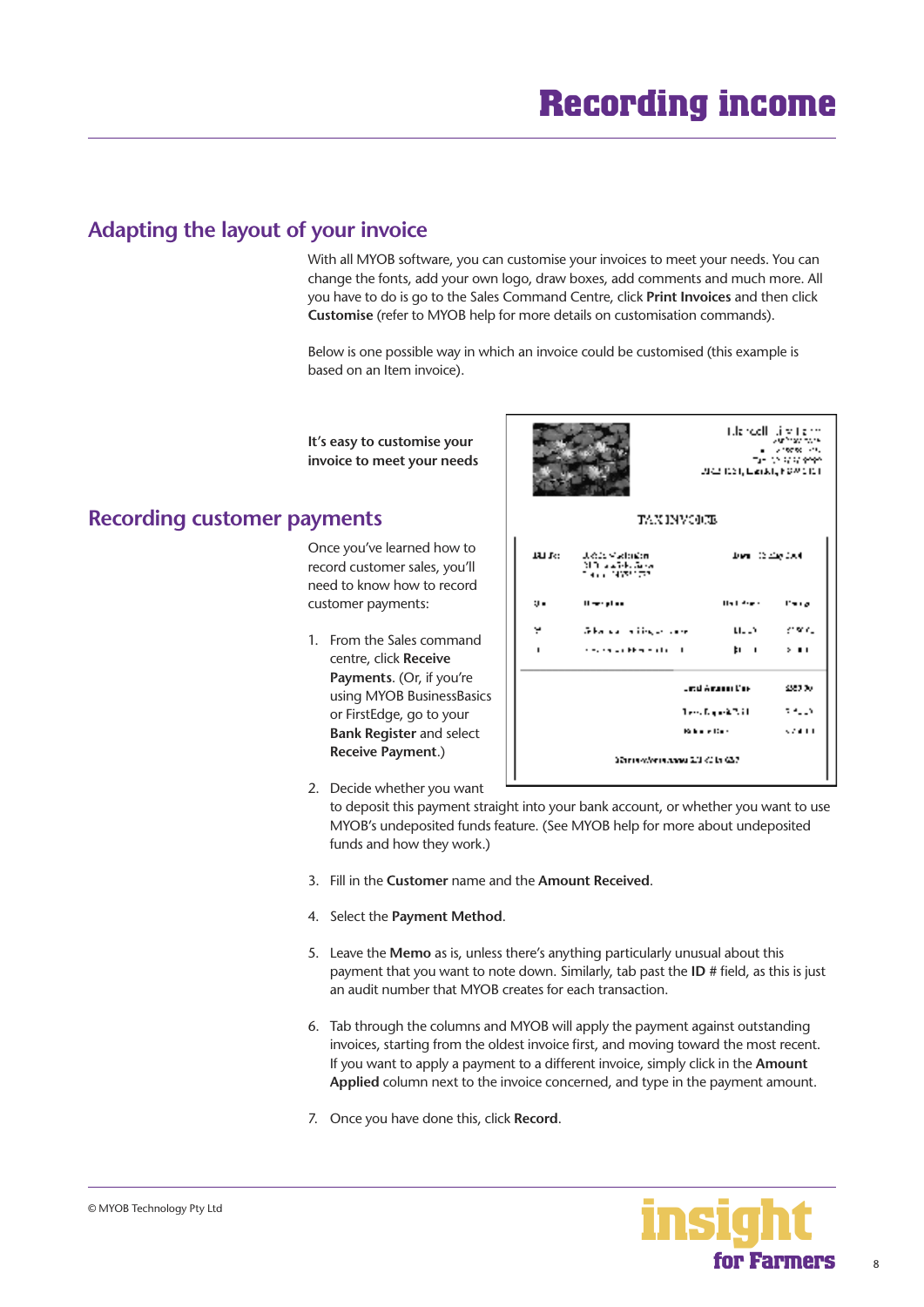# Recording income

## Adapting the layout of your invoice

With all MYOB software, you can customise your invoices to meet your needs. You can change the fonts, add your own logo, draw boxes, add comments and much more. All you have to do is go to the Sales Command Centre, click **Print Invoices** and then click **Customise** (refer to MYOB help for more details on customisation commands).

Below is one possible way in which an invoice could be customised (this example is based on an Item invoice).

**It's easy to customise your invoice to meet your needs**

## Recording customer payments

Once you've learned how to record customer sales, you'll need to know how to record customer payments:

1. From the Sales command centre, click **Receive Payments**. (Or, if you're using MYOB BusinessBasics or FirstEdge, go to your **Bank Register** and select **Receive Payment**.)
2. Decide whether you want to deposit this payment straight into your bank account, or whether you want to use MYOB's undeposited funds feature. (See MYOB help for more about undeposited funds and how they work.)
3. Fill in the **Customer** name and the **Amount Received**.
4. Select the **Payment Method**.
5. Leave the **Memo** as is, unless there's anything particularly unusual about this payment that you want to note down. Similarly, tab past the **ID** # field, as this is just an audit number that MYOB creates for each transaction.
6. Tab through the columns and MYOB will apply the payment against outstanding invoices, starting from the oldest invoice first, and moving toward the most recent. If you want to apply a payment to a different invoice, simply click in the **Amount Applied** column next to the invoice concerned, and type in the payment amount.
7. Once you have done this, click **Record**.

© MYOB Technology Pty Ltd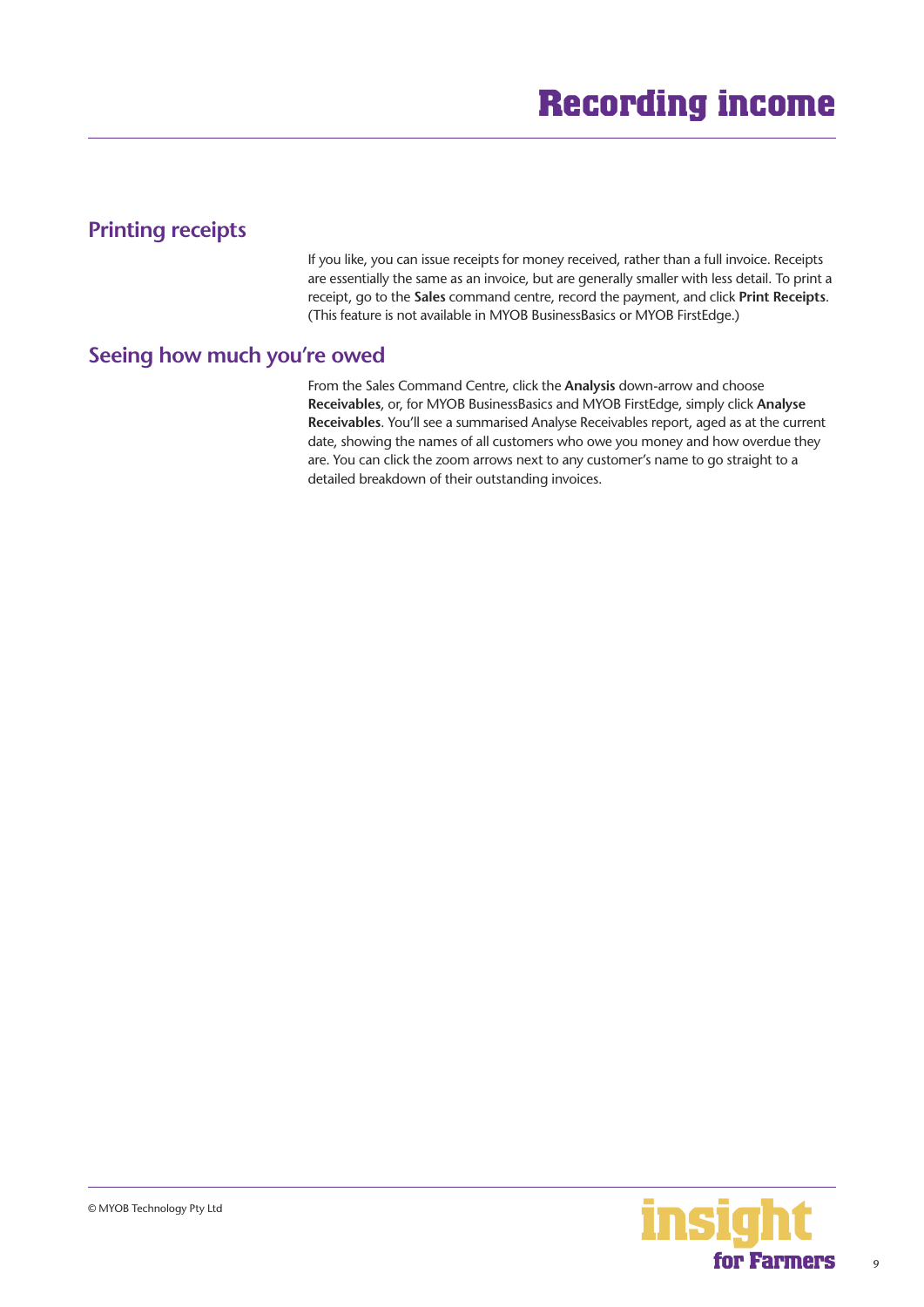## Printing receipts

If you like, you can issue receipts for money received, rather than a full invoice. Receipts are essentially the same as an invoice, but are generally smaller with less detail. To print a receipt, go to the **Sales** command centre, record the payment, and click **Print Receipts**. (This feature is not available in MYOB BusinessBasics or MYOB FirstEdge.)

## Seeing how much you're owed

From the Sales Command Centre, click the **Analysis** down-arrow and choose **Receivables**, or, for MYOB BusinessBasics and MYOB FirstEdge, simply click **Analyse Receivables**. You'll see a summarised Analyse Receivables report, aged as at the current date, showing the names of all customers who owe you money and how overdue they are. You can click the zoom arrows next to any customer's name to go straight to a detailed breakdown of their outstanding invoices.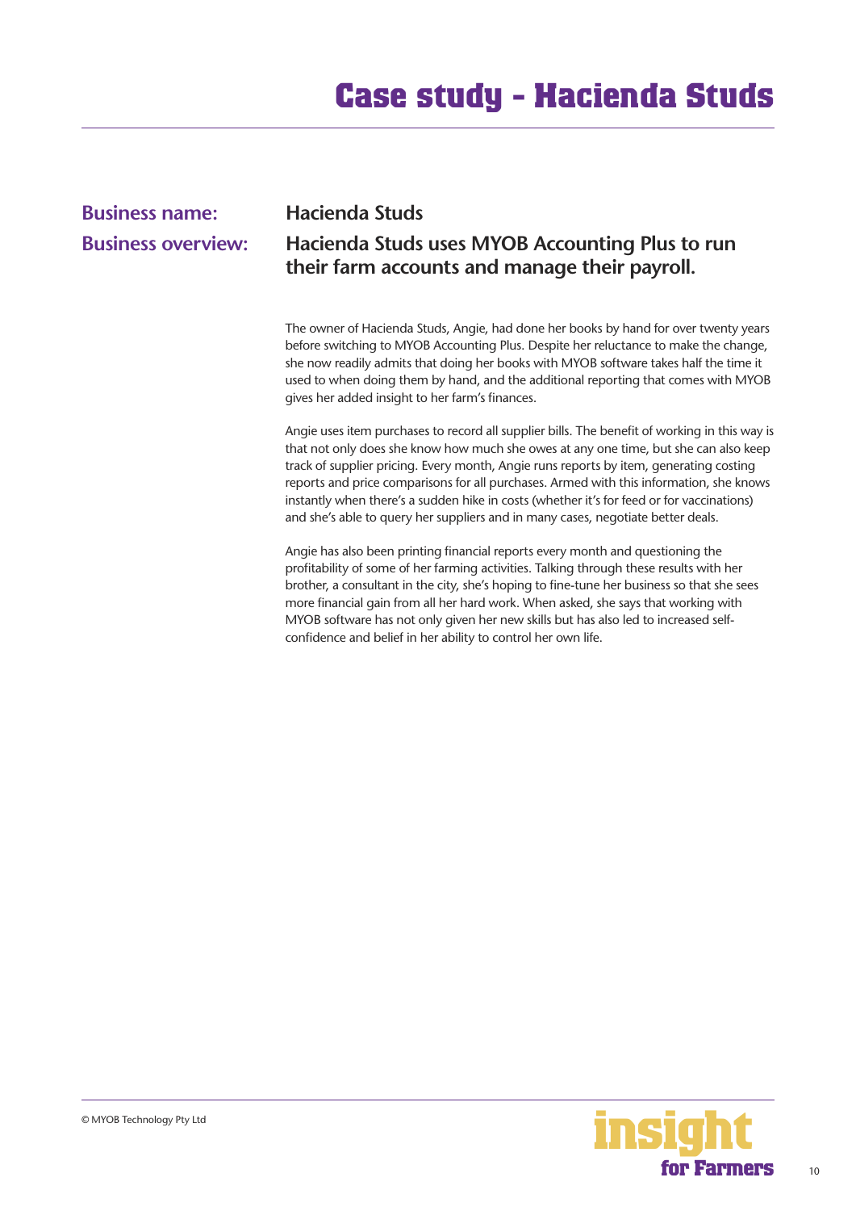# Case study - Hacienda Studs

**Business name:** Hacienda Studs

**Business overview:** Hacienda Studs uses MYOB Accounting Plus to run their farm accounts and manage their payroll.

The owner of Hacienda Studs, Angie, had done her books by hand for over twenty years before switching to MYOB Accounting Plus. Despite her reluctance to make the change, she now readily admits that doing her books with MYOB software takes half the time it used to when doing them by hand, and the additional reporting that comes with MYOB gives her added insight to her farm's finances.

Angie uses item purchases to record all supplier bills. The benefit of working in this way is that not only does she know how much she owes at any one time, but she can also keep track of supplier pricing. Every month, Angie runs reports by item, generating costing reports and price comparisons for all purchases. Armed with this information, she knows instantly when there's a sudden hike in costs (whether it's for feed or for vaccinations) and she's able to query her suppliers and in many cases, negotiate better deals.

Angie has also been printing financial reports every month and questioning the profitability of some of her farming activities. Talking through these results with her brother, a consultant in the city, she's hoping to fine-tune her business so that she sees more financial gain from all her hard work. When asked, she says that working with MYOB software has not only given her new skills but has also led to increased self-confidence and belief in her ability to control her own life.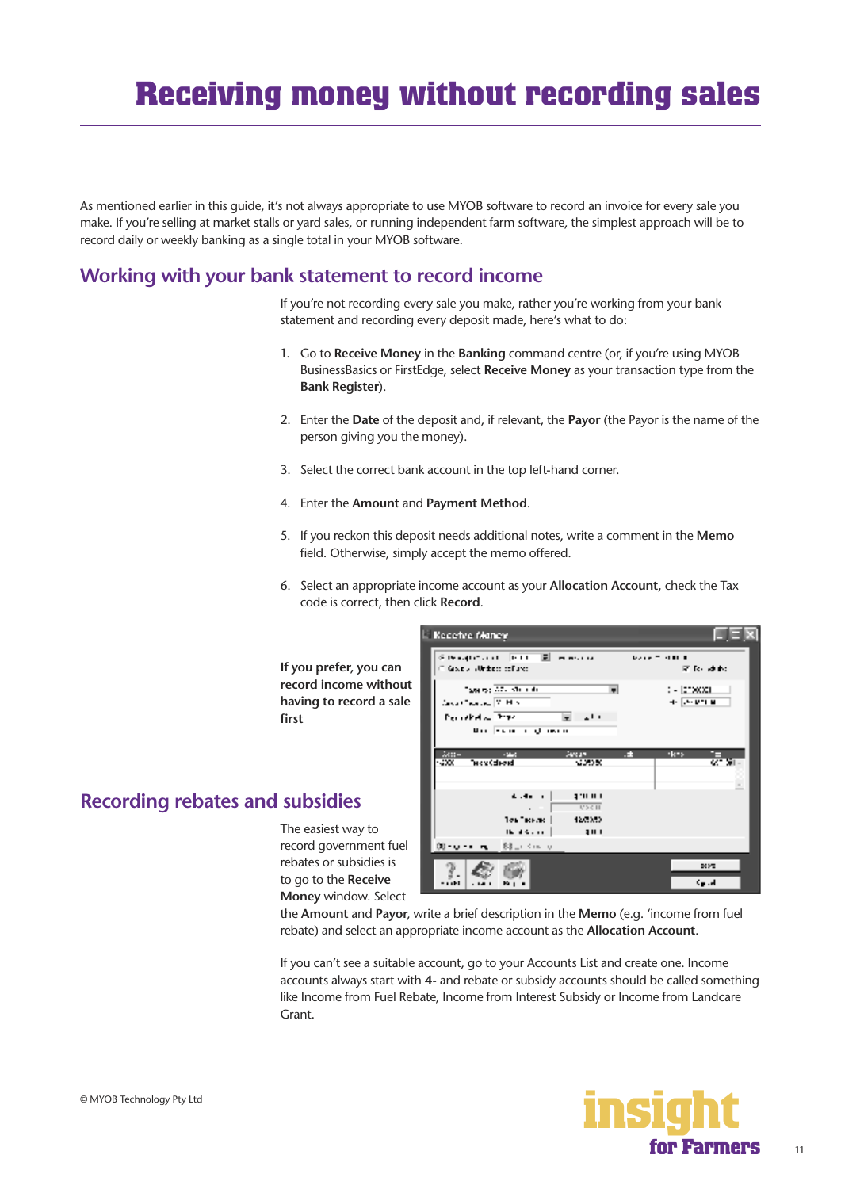# Receiving money without recording sales

As mentioned earlier in this guide, it's not always appropriate to use MYOB software to record an invoice for every sale you make. If you're selling at market stalls or yard sales, or running independent farm software, the simplest approach will be to record daily or weekly banking as a single total in your MYOB software.

## Working with your bank statement to record income

If you're not recording every sale you make, rather you're working from your bank statement and recording every deposit made, here's what to do:

1. Go to **Receive Money** in the **Banking** command centre (or, if you're using MYOB BusinessBasics or FirstEdge, select **Receive Money** as your transaction type from the **Bank Register**).
2. Enter the **Date** of the deposit and, if relevant, the **Payor** (the Payor is the name of the person giving you the money).
3. Select the correct bank account in the top left-hand corner.
4. Enter the **Amount** and **Payment Method**.
5. If you reckon this deposit needs additional notes, write a comment in the **Memo** field. Otherwise, simply accept the memo offered.
6. Select an appropriate income account as your **Allocation Account,** check the Tax code is correct, then click **Record**.

**If you prefer, you can record income without having to record a sale first**

## Recording rebates and subsidies

The easiest way to record government fuel rebates or subsidies is to go to the **Receive Money** window. Select the **Amount** and **Payor**, write a brief description in the **Memo** (e.g. 'income from fuel rebate) and select an appropriate income account as the **Allocation Account**.

If you can't see a suitable account, go to your Accounts List and create one. Income accounts always start with **4-** and rebate or subsidy accounts should be called something like Income from Fuel Rebate, Income from Interest Subsidy or Income from Landcare Grant.

© MYOB Technology Pty Ltd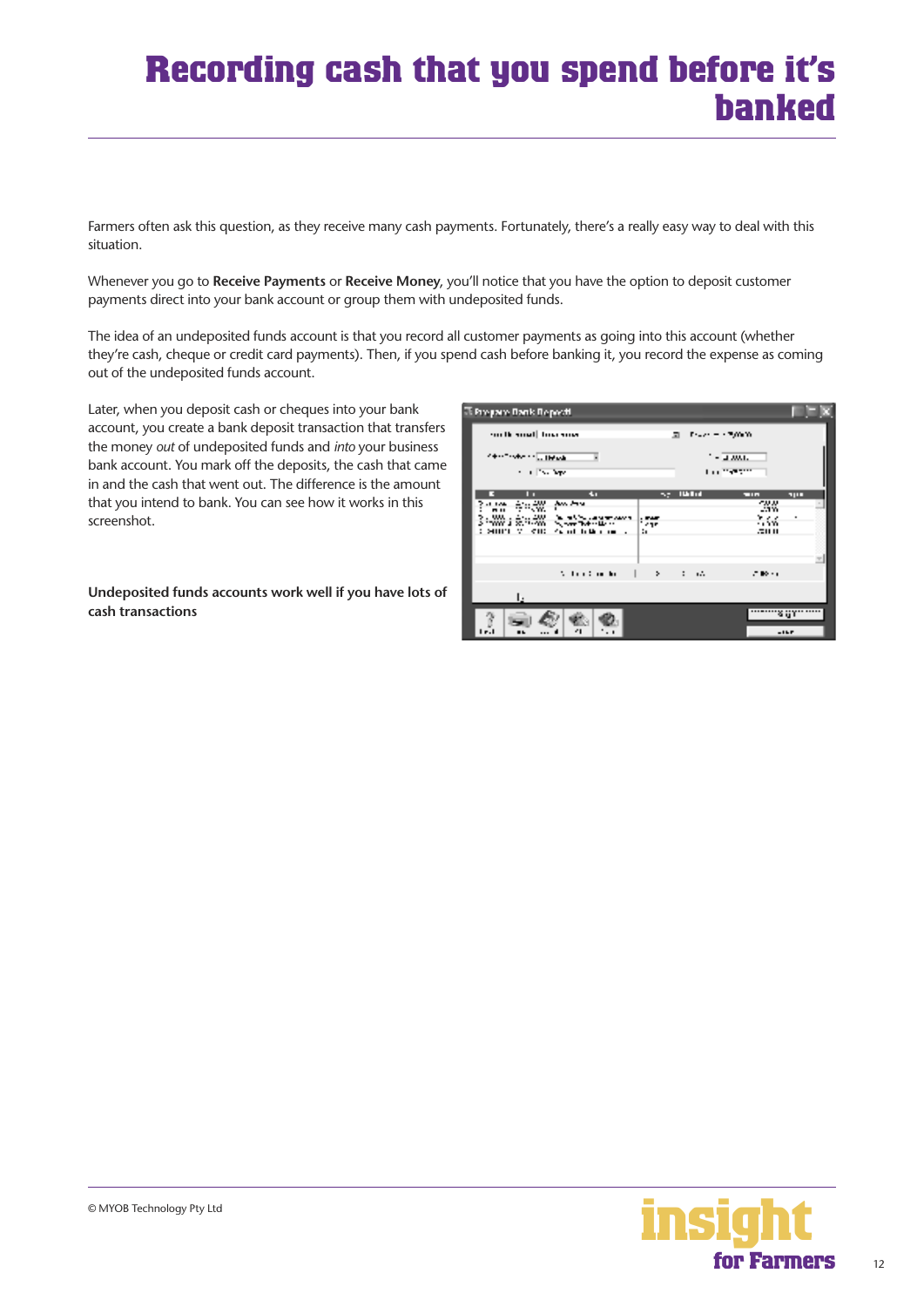# Recording cash that you spend before it's banked

Farmers often ask this question, as they receive many cash payments. Fortunately, there's a really easy way to deal with this situation.

Whenever you go to **Receive Payments** or **Receive Money**, you'll notice that you have the option to deposit customer payments direct into your bank account or group them with undeposited funds.

The idea of an undeposited funds account is that you record all customer payments as going into this account (whether they're cash, cheque or credit card payments). Then, if you spend cash before banking it, you record the expense as coming out of the undeposited funds account.

Later, when you deposit cash or cheques into your bank account, you create a bank deposit transaction that transfers the money *out* of undeposited funds and *into* your business bank account. You mark off the deposits, the cash that came in and the cash that went out. The difference is the amount that you intend to bank. You can see how it works in this screenshot.

**Undeposited funds accounts work well if you have lots of cash transactions**

© MYOB Technology Pty Ltd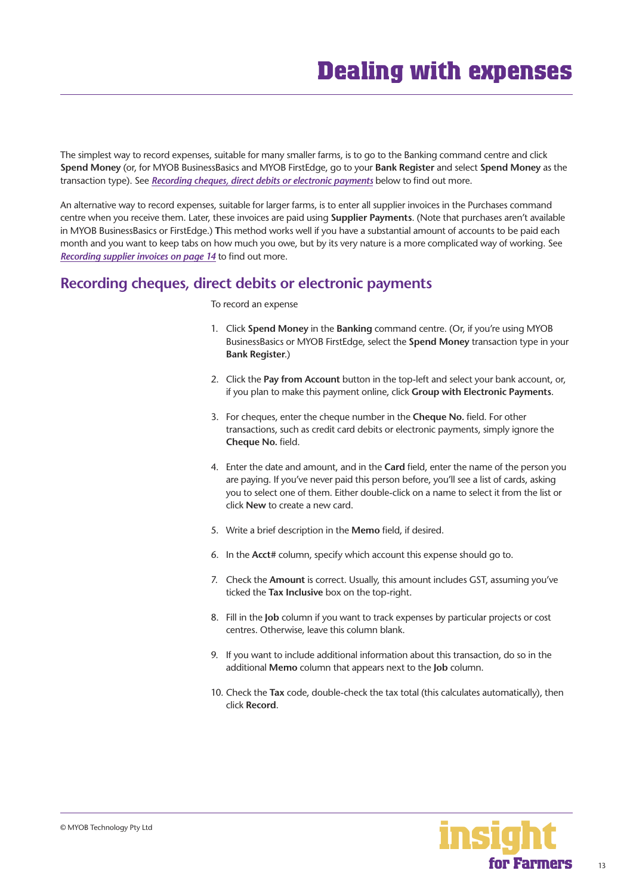# Dealing with expenses

The simplest way to record expenses, suitable for many smaller farms, is to go to the Banking command centre and click **Spend Money** (or, for MYOB BusinessBasics and MYOB FirstEdge, go to your **Bank Register** and select **Spend Money** as the transaction type). See ***Recording cheques, direct debits or electronic payments*** below to find out more.

An alternative way to record expenses, suitable for larger farms, is to enter all supplier invoices in the Purchases command centre when you receive them. Later, these invoices are paid using **Supplier Payments**. (Note that purchases aren't available in MYOB BusinessBasics or FirstEdge.) **T**his method works well if you have a substantial amount of accounts to be paid each month and you want to keep tabs on how much you owe, but by its very nature is a more complicated way of working. See *Recording supplier invoices on page 14* to find out more.

## Recording cheques, direct debits or electronic payments

To record an expense

1. Click **Spend Money** in the **Banking** command centre. (Or, if you're using MYOB BusinessBasics or MYOB FirstEdge, select the **Spend Money** transaction type in your **Bank Register**.)
2. Click the **Pay from Account** button in the top-left and select your bank account, or, if you plan to make this payment online, click **Group with Electronic Payments**.
3. For cheques, enter the cheque number in the **Cheque No.** field. For other transactions, such as credit card debits or electronic payments, simply ignore the **Cheque No.** field.
4. Enter the date and amount, and in the **Card** field, enter the name of the person you are paying. If you've never paid this person before, you'll see a list of cards, asking you to select one of them. Either double-click on a name to select it from the list or click **New** to create a new card.
5. Write a brief description in the **Memo** field, if desired.
6. In the **Acct#** column, specify which account this expense should go to.
7. Check the **Amount** is correct. Usually, this amount includes GST, assuming you've ticked the **Tax Inclusive** box on the top-right.
8. Fill in the **Job** column if you want to track expenses by particular projects or cost centres. Otherwise, leave this column blank.
9. If you want to include additional information about this transaction, do so in the additional **Memo** column that appears next to the **Job** column.
10. Check the **Tax** code, double-check the tax total (this calculates automatically), then click **Record**.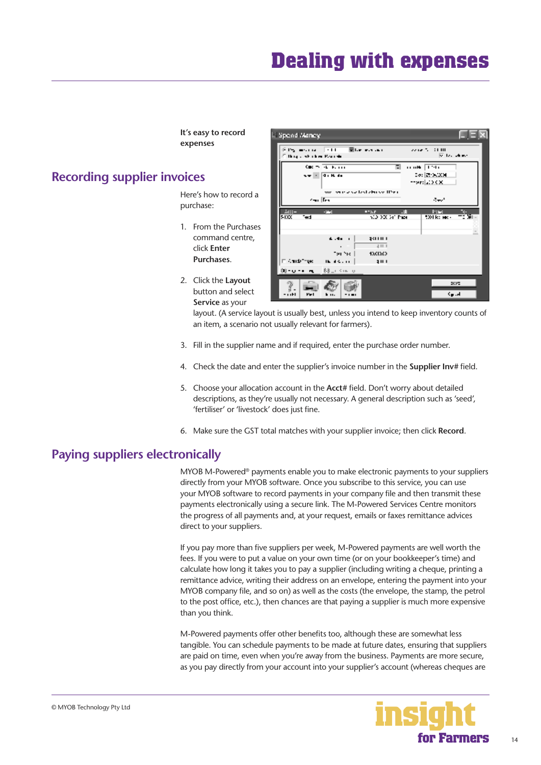# Dealing with expenses

It's easy to record expenses

## Recording supplier invoices

Here's how to record a purchase:

1. From the Purchases command centre, click **Enter Purchases**.
2. Click the **Layout** button and select **Service** as your layout. (A service layout is usually best, unless you intend to keep inventory counts of an item, a scenario not usually relevant for farmers).
3. Fill in the supplier name and if required, enter the purchase order number.
4. Check the date and enter the supplier's invoice number in the **Supplier Inv#** field.
5. Choose your allocation account in the **Acct#** field. Don't worry about detailed descriptions, as they're usually not necessary. A general description such as 'seed', 'fertiliser' or 'livestock' does just fine.
6. Make sure the GST total matches with your supplier invoice; then click **Record**.

## Paying suppliers electronically

MYOB M-Powered® payments enable you to make electronic payments to your suppliers directly from your MYOB software. Once you subscribe to this service, you can use your MYOB software to record payments in your company file and then transmit these payments electronically using a secure link. The M-Powered Services Centre monitors the progress of all payments and, at your request, emails or faxes remittance advices direct to your suppliers.

If you pay more than five suppliers per week, M-Powered payments are well worth the fees. If you were to put a value on your own time (or on your bookkeeper's time) and calculate how long it takes you to pay a supplier (including writing a cheque, printing a remittance advice, writing their address on an envelope, entering the payment into your MYOB company file, and so on) as well as the costs (the envelope, the stamp, the petrol to the post office, etc.), then chances are that paying a supplier is much more expensive than you think.

M-Powered payments offer other benefits too, although these are somewhat less tangible. You can schedule payments to be made at future dates, ensuring that suppliers are paid on time, even when you're away from the business. Payments are more secure, as you pay directly from your account into your supplier's account (whereas cheques are

© MYOB Technology Pty Ltd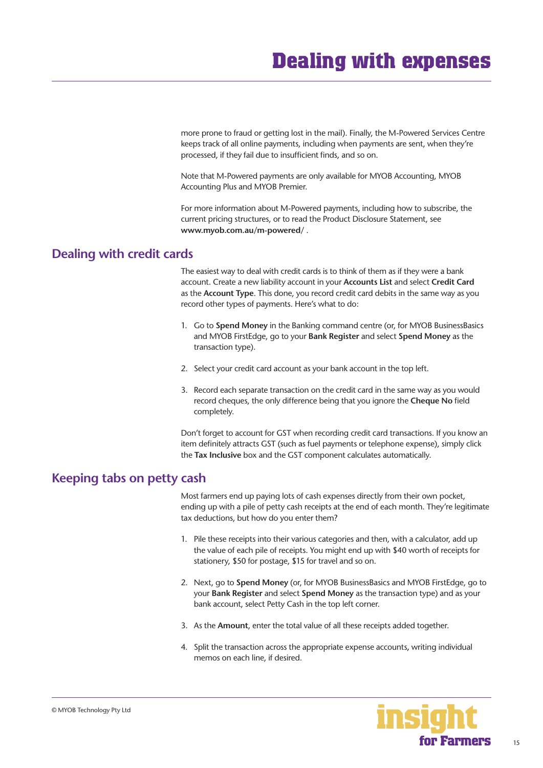more prone to fraud or getting lost in the mail). Finally, the M-Powered Services Centre keeps track of all online payments, including when payments are sent, when they're processed, if they fail due to insufficient finds, and so on.

Note that M-Powered payments are only available for MYOB Accounting, MYOB Accounting Plus and MYOB Premier.

For more information about M-Powered payments, including how to subscribe, the current pricing structures, or to read the Product Disclosure Statement, see **www.myob.com.au/m-powered/** .

## Dealing with credit cards

The easiest way to deal with credit cards is to think of them as if they were a bank account. Create a new liability account in your **Accounts List** and select **Credit Card** as the **Account Type**. This done, you record credit card debits in the same way as you record other types of payments. Here's what to do:

1. Go to **Spend Money** in the Banking command centre (or, for MYOB BusinessBasics and MYOB FirstEdge, go to your **Bank Register** and select **Spend Money** as the transaction type).
2. Select your credit card account as your bank account in the top left.
3. Record each separate transaction on the credit card in the same way as you would record cheques, the only difference being that you ignore the **Cheque No** field completely.

Don't forget to account for GST when recording credit card transactions. If you know an item definitely attracts GST (such as fuel payments or telephone expense), simply click the **Tax Inclusive** box and the GST component calculates automatically.

## Keeping tabs on petty cash

Most farmers end up paying lots of cash expenses directly from their own pocket, ending up with a pile of petty cash receipts at the end of each month. They're legitimate tax deductions, but how do you enter them?

1. Pile these receipts into their various categories and then, with a calculator, add up the value of each pile of receipts. You might end up with $40 worth of receipts for stationery, $50 for postage, $15 for travel and so on.
2. Next, go to **Spend Money** (or, for MYOB BusinessBasics and MYOB FirstEdge, go to your **Bank Register** and select **Spend Money** as the transaction type) and as your bank account, select Petty Cash in the top left corner.
3. As the **Amount**, enter the total value of all these receipts added together.
4. Split the transaction across the appropriate expense accounts, writing individual memos on each line, if desired.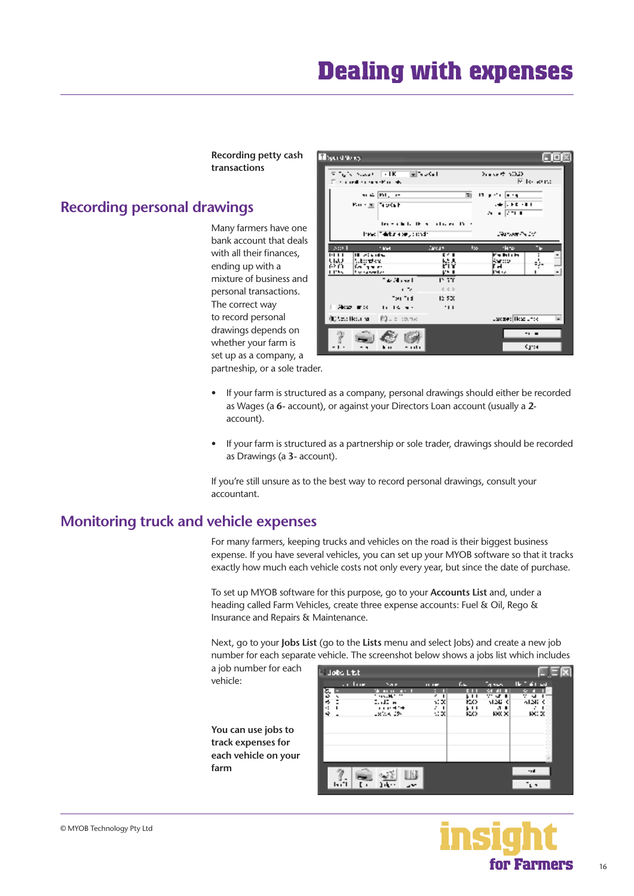# Dealing with expenses

**Recording petty cash transactions**

## Recording personal drawings

Many farmers have one bank account that deals with all their finances, ending up with a mixture of business and personal transactions. The correct way to record personal drawings depends on whether your farm is set up as a company, a partnership, or a sole trader.

- If your farm is structured as a company, personal drawings should either be recorded as Wages (a **6-** account), or against your Directors Loan account (usually a **2-** account).
- If your farm is structured as a partnership or sole trader, drawings should be recorded as Drawings (a **3-** account).

If you're still unsure as to the best way to record personal drawings, consult your accountant.

## Monitoring truck and vehicle expenses

For many farmers, keeping trucks and vehicles on the road is their biggest business expense. If you have several vehicles, you can set up your MYOB software so that it tracks exactly how much each vehicle costs not only every year, but since the date of purchase.

To set up MYOB software for this purpose, go to your **Accounts List** and, under a heading called Farm Vehicles, create three expense accounts: Fuel & Oil, Rego & Insurance and Repairs & Maintenance.

Next, go to your **Jobs List** (go to the **Lists** menu and select Jobs) and create a new job number for each separate vehicle. The screenshot below shows a jobs list which includes a job number for each vehicle:

**You can use jobs to track expenses for each vehicle on your farm**

© MYOB Technology Pty Ltd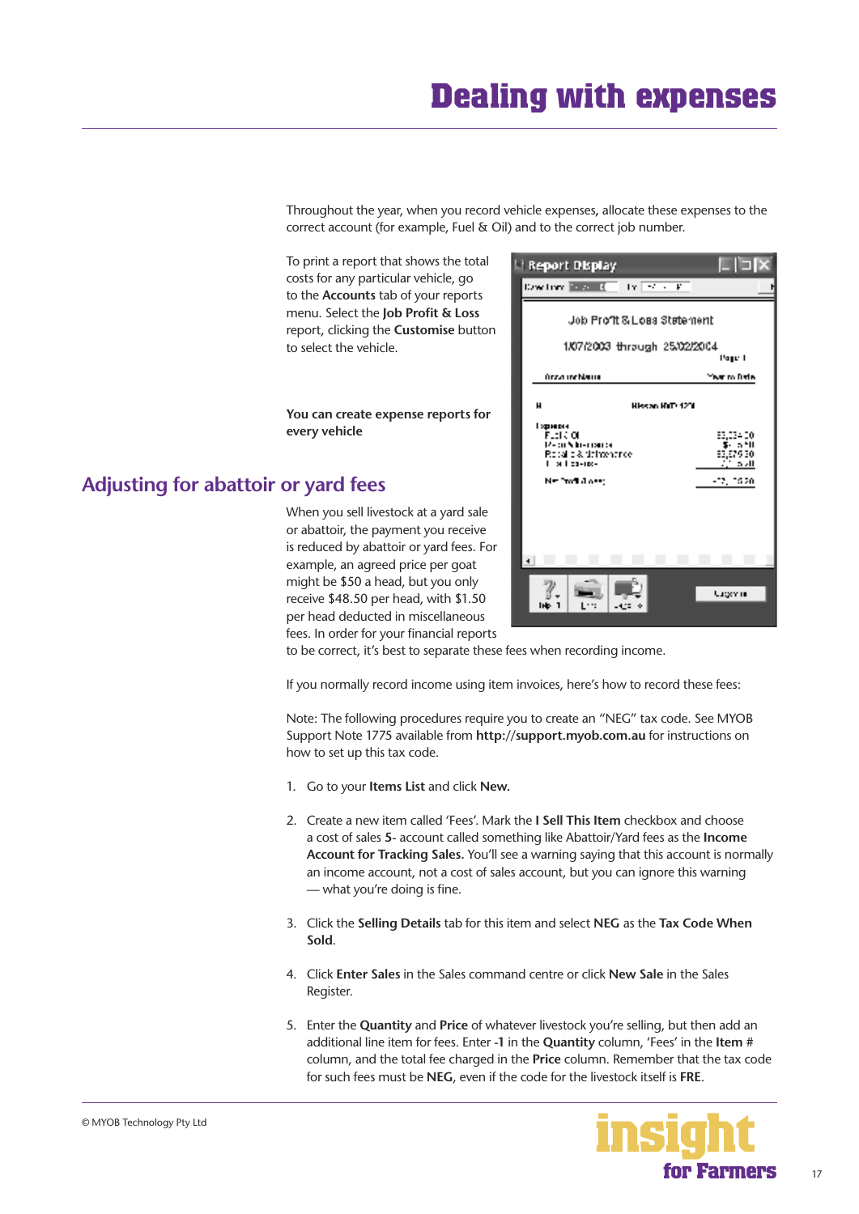# Dealing with expenses

Throughout the year, when you record vehicle expenses, allocate these expenses to the correct account (for example, Fuel & Oil) and to the correct job number.

To print a report that shows the total costs for any particular vehicle, go to the **Accounts** tab of your reports menu. Select the **Job Profit & Loss** report, clicking the **Customise** button to select the vehicle.

**You can create expense reports for every vehicle**

## Adjusting for abattoir or yard fees

When you sell livestock at a yard sale or abattoir, the payment you receive is reduced by abattoir or yard fees. For example, an agreed price per goat might be $50 a head, but you only receive $48.50 per head, with $1.50 per head deducted in miscellaneous fees. In order for your financial reports to be correct, it's best to separate these fees when recording income.

If you normally record income using item invoices, here's how to record these fees:

Note: The following procedures require you to create an "NEG" tax code. See MYOB Support Note 1775 available from **http://support.myob.com.au** for instructions on how to set up this tax code.

1. Go to your **Items List** and click **New.**
2. Create a new item called 'Fees'. Mark the **I Sell This Item** checkbox and choose a cost of sales **5-** account called something like Abattoir/Yard fees as the **Income Account for Tracking Sales.** You'll see a warning saying that this account is normally an income account, not a cost of sales account, but you can ignore this warning — what you're doing is fine.
3. Click the **Selling Details** tab for this item and select **NEG** as the **Tax Code When Sold**.
4. Click **Enter Sales** in the Sales command centre or click **New Sale** in the Sales Register.
5. Enter the **Quantity** and **Price** of whatever livestock you're selling, but then add an additional line item for fees. Enter **-1** in the **Quantity** column, 'Fees' in the **Item #** column, and the total fee charged in the **Price** column. Remember that the tax code for such fees must be **NEG**, even if the code for the livestock itself is **FRE**.

© MYOB Technology Pty Ltd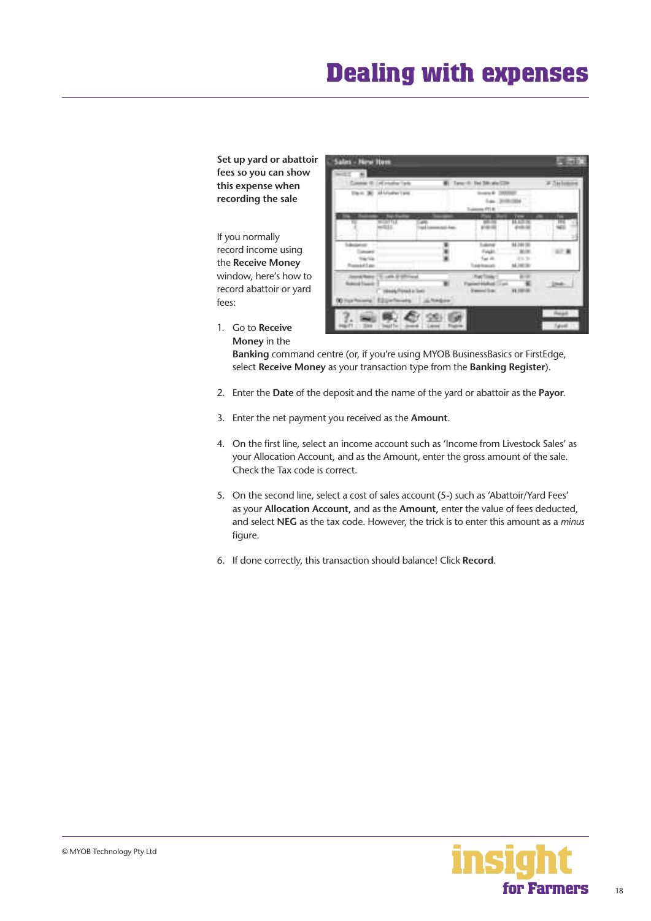# Dealing with expenses

**Set up yard or abattoir fees so you can show this expense when recording the sale**

If you normally record income using the **Receive Money** window, here's how to record abattoir or yard fees:

1. Go to **Receive Money** in the **Banking** command centre (or, if you're using MYOB BusinessBasics or FirstEdge, select **Receive Money** as your transaction type from the **Banking Register**).

2. Enter the **Date** of the deposit and the name of the yard or abattoir as the **Payor**.

3. Enter the net payment you received as the **Amount**.

4. On the first line, select an income account such as 'Income from Livestock Sales' as your Allocation Account, and as the Amount, enter the gross amount of the sale. Check the Tax code is correct.

5. On the second line, select a cost of sales account (5-) such as 'Abattoir/Yard Fees' as your **Allocation Account**, and as the **Amount**, enter the value of fees deducted, and select **NEG** as the tax code. However, the trick is to enter this amount as a *minus* figure.

6. If done correctly, this transaction should balance! Click **Record**.

© MYOB Technology Pty Ltd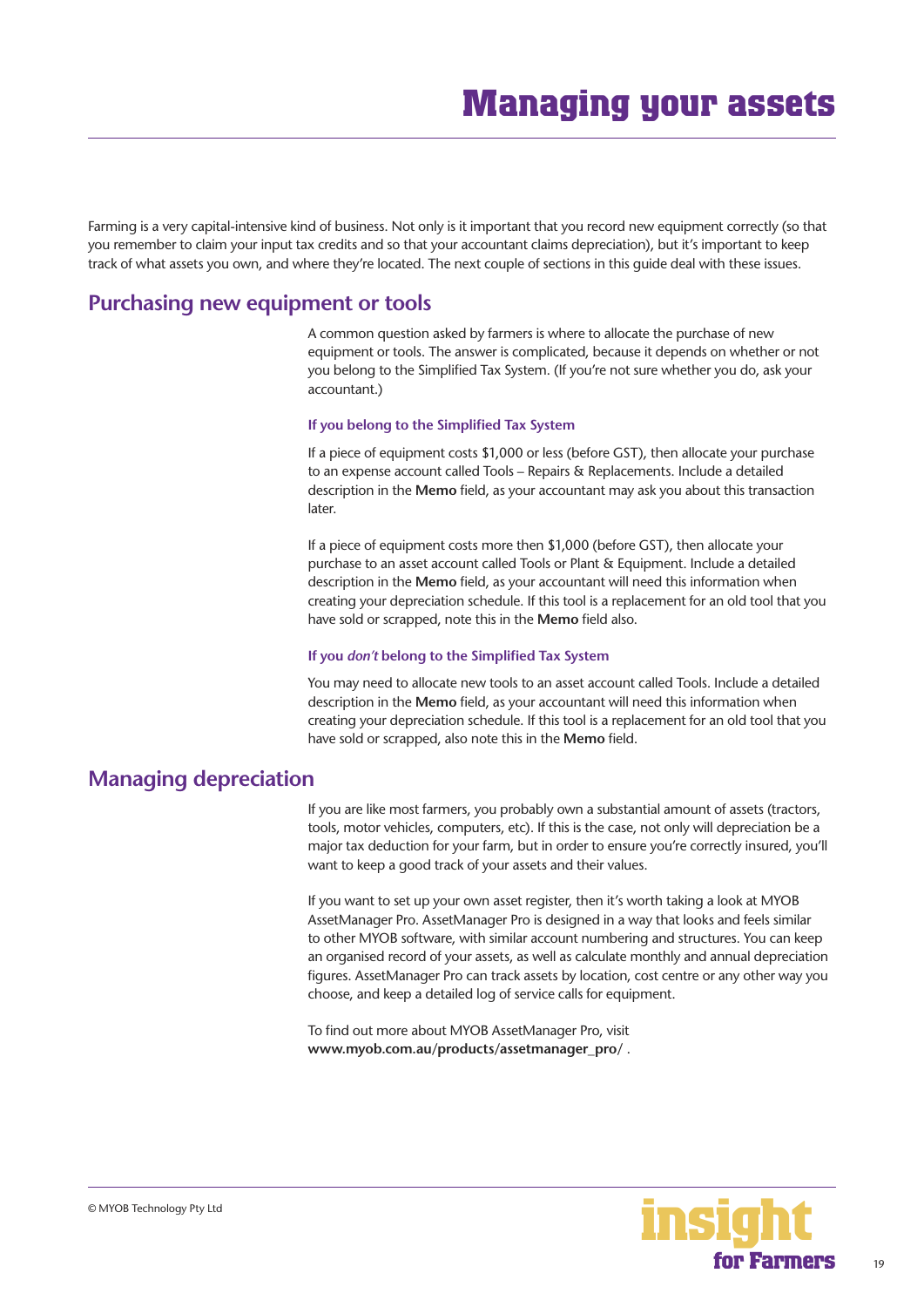# Managing your assets

Farming is a very capital-intensive kind of business. Not only is it important that you record new equipment correctly (so that you remember to claim your input tax credits and so that your accountant claims depreciation), but it's important to keep track of what assets you own, and where they're located. The next couple of sections in this guide deal with these issues.

## Purchasing new equipment or tools

A common question asked by farmers is where to allocate the purchase of new equipment or tools. The answer is complicated, because it depends on whether or not you belong to the Simplified Tax System. (If you're not sure whether you do, ask your accountant.)

### If you belong to the Simplified Tax System

If a piece of equipment costs $1,000 or less (before GST), then allocate your purchase to an expense account called Tools – Repairs & Replacements. Include a detailed description in the **Memo** field, as your accountant may ask you about this transaction later.

If a piece of equipment costs more then $1,000 (before GST), then allocate your purchase to an asset account called Tools or Plant & Equipment. Include a detailed description in the **Memo** field, as your accountant will need this information when creating your depreciation schedule. If this tool is a replacement for an old tool that you have sold or scrapped, note this in the **Memo** field also.

### If you *don't* belong to the Simplified Tax System

You may need to allocate new tools to an asset account called Tools. Include a detailed description in the **Memo** field, as your accountant will need this information when creating your depreciation schedule. If this tool is a replacement for an old tool that you have sold or scrapped, also note this in the **Memo** field.

## Managing depreciation

If you are like most farmers, you probably own a substantial amount of assets (tractors, tools, motor vehicles, computers, etc). If this is the case, not only will depreciation be a major tax deduction for your farm, but in order to ensure you're correctly insured, you'll want to keep a good track of your assets and their values.

If you want to set up your own asset register, then it's worth taking a look at MYOB AssetManager Pro. AssetManager Pro is designed in a way that looks and feels similar to other MYOB software, with similar account numbering and structures. You can keep an organised record of your assets, as well as calculate monthly and annual depreciation figures. AssetManager Pro can track assets by location, cost centre or any other way you choose, and keep a detailed log of service calls for equipment.

To find out more about MYOB AssetManager Pro, visit **www.myob.com.au/products/assetmanager_pro/** .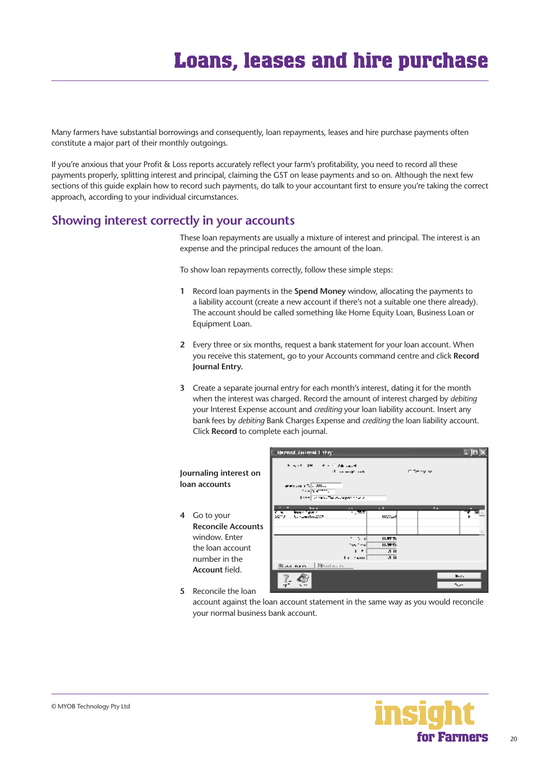# Loans, leases and hire purchase

Many farmers have substantial borrowings and consequently, loan repayments, leases and hire purchase payments often constitute a major part of their monthly outgoings.

If you're anxious that your Profit & Loss reports accurately reflect your farm's profitability, you need to record all these payments properly, splitting interest and principal, claiming the GST on lease payments and so on. Although the next few sections of this guide explain how to record such payments, do talk to your accountant first to ensure you're taking the correct approach, according to your individual circumstances.

## Showing interest correctly in your accounts

These loan repayments are usually a mixture of interest and principal. The interest is an expense and the principal reduces the amount of the loan.

To show loan repayments correctly, follow these simple steps:

1. Record loan payments in the **Spend Money** window, allocating the payments to a liability account (create a new account if there's not a suitable one there already). The account should be called something like Home Equity Loan, Business Loan or Equipment Loan.

2. Every three or six months, request a bank statement for your loan account. When you receive this statement, go to your Accounts command centre and click **Record Journal Entry.**

3. Create a separate journal entry for each month's interest, dating it for the month when the interest was charged. Record the amount of interest charged by *debiting* your Interest Expense account and *crediting* your loan liability account. Insert any bank fees by *debiting* Bank Charges Expense and *crediting* the loan liability account. Click **Record** to complete each journal.

**Journaling interest on loan accounts**

4. Go to your **Reconcile Accounts** window. Enter the loan account number in the **Account** field.

5. Reconcile the loan account against the loan account statement in the same way as you would reconcile your normal business bank account.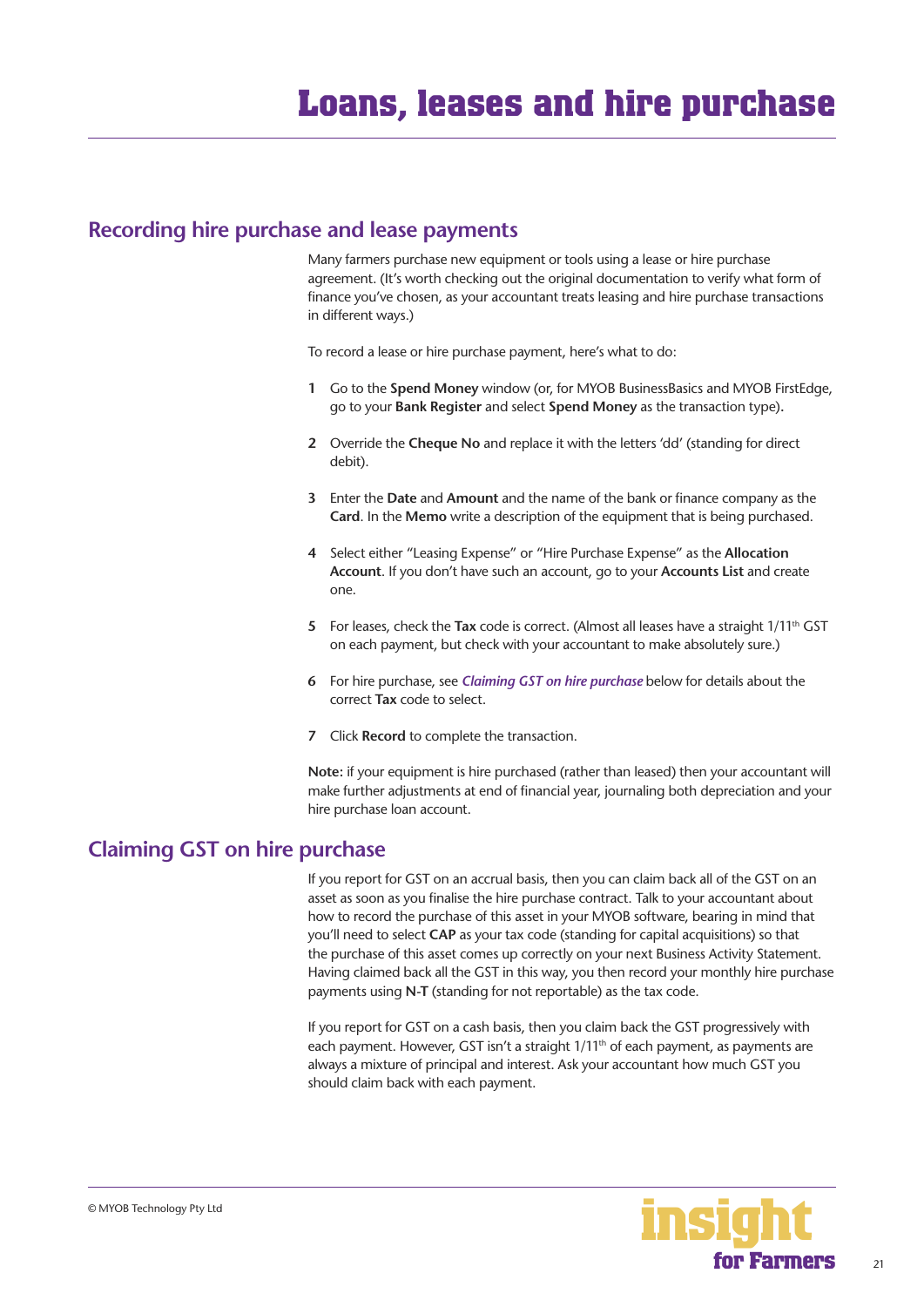# Loans, leases and hire purchase

## Recording hire purchase and lease payments

Many farmers purchase new equipment or tools using a lease or hire purchase agreement. (It's worth checking out the original documentation to verify what form of finance you've chosen, as your accountant treats leasing and hire purchase transactions in different ways.)

To record a lease or hire purchase payment, here's what to do:

1. Go to the **Spend Money** window (or, for MYOB BusinessBasics and MYOB FirstEdge, go to your **Bank Register** and select **Spend Money** as the transaction type).
2. Override the **Cheque No** and replace it with the letters 'dd' (standing for direct debit).
3. Enter the **Date** and **Amount** and the name of the bank or finance company as the **Card**. In the **Memo** write a description of the equipment that is being purchased.
4. Select either "Leasing Expense" or "Hire Purchase Expense" as the **Allocation Account**. If you don't have such an account, go to your **Accounts List** and create one.
5. For leases, check the **Tax** code is correct. (Almost all leases have a straight 1/11th GST on each payment, but check with your accountant to make absolutely sure.)
6. For hire purchase, see ***Claiming GST on hire purchase*** below for details about the correct **Tax** code to select.
7. Click **Record** to complete the transaction.

**Note:** if your equipment is hire purchased (rather than leased) then your accountant will make further adjustments at end of financial year, journaling both depreciation and your hire purchase loan account.

## Claiming GST on hire purchase

If you report for GST on an accrual basis, then you can claim back all of the GST on an asset as soon as you finalise the hire purchase contract. Talk to your accountant about how to record the purchase of this asset in your MYOB software, bearing in mind that you'll need to select **CAP** as your tax code (standing for capital acquisitions) so that the purchase of this asset comes up correctly on your next Business Activity Statement. Having claimed back all the GST in this way, you then record your monthly hire purchase payments using **N-T** (standing for not reportable) as the tax code.

If you report for GST on a cash basis, then you claim back the GST progressively with each payment. However, GST isn't a straight 1/11th of each payment, as payments are always a mixture of principal and interest. Ask your accountant how much GST you should claim back with each payment.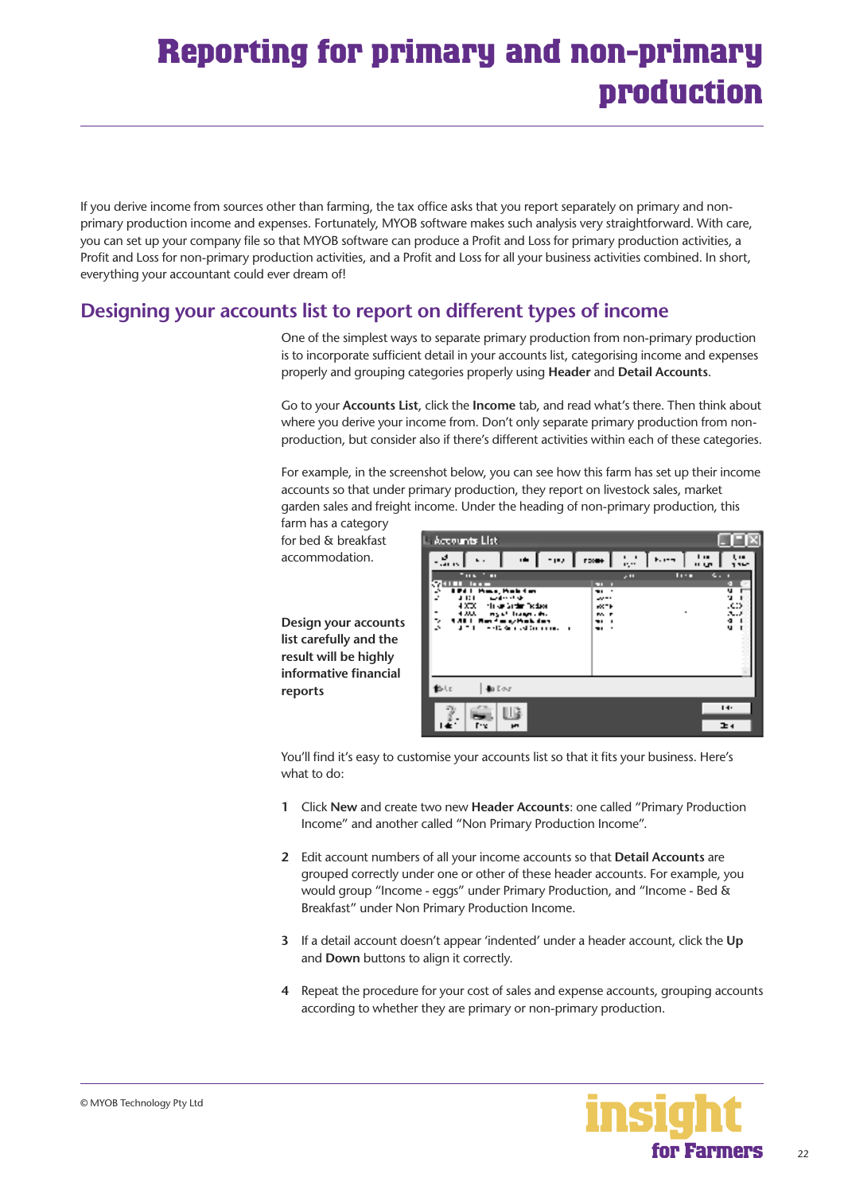# Reporting for primary and non-primary production

If you derive income from sources other than farming, the tax office asks that you report separately on primary and non-primary production income and expenses. Fortunately, MYOB software makes such analysis very straightforward. With care, you can set up your company file so that MYOB software can produce a Profit and Loss for primary production activities, a Profit and Loss for non-primary production activities, and a Profit and Loss for all your business activities combined. In short, everything your accountant could ever dream of!

## Designing your accounts list to report on different types of income

One of the simplest ways to separate primary production from non-primary production is to incorporate sufficient detail in your accounts list, categorising income and expenses properly and grouping categories properly using **Header** and **Detail Accounts**.

Go to your **Accounts List**, click the **Income** tab, and read what's there. Then think about where you derive your income from. Don't only separate primary production from non-production, but consider also if there's different activities within each of these categories.

For example, in the screenshot below, you can see how this farm has set up their income accounts so that under primary production, they report on livestock sales, market garden sales and freight income. Under the heading of non-primary production, this farm has a category for bed & breakfast accommodation.

**Design your accounts list carefully and the result will be highly informative financial reports**

You'll find it's easy to customise your accounts list so that it fits your business. Here's what to do:

1. Click **New** and create two new **Header Accounts**: one called "Primary Production Income" and another called "Non Primary Production Income".
2. Edit account numbers of all your income accounts so that **Detail Accounts** are grouped correctly under one or other of these header accounts. For example, you would group "Income - eggs" under Primary Production, and "Income - Bed & Breakfast" under Non Primary Production Income.
3. If a detail account doesn't appear 'indented' under a header account, click the **Up** and **Down** buttons to align it correctly.
4. Repeat the procedure for your cost of sales and expense accounts, grouping accounts according to whether they are primary or non-primary production.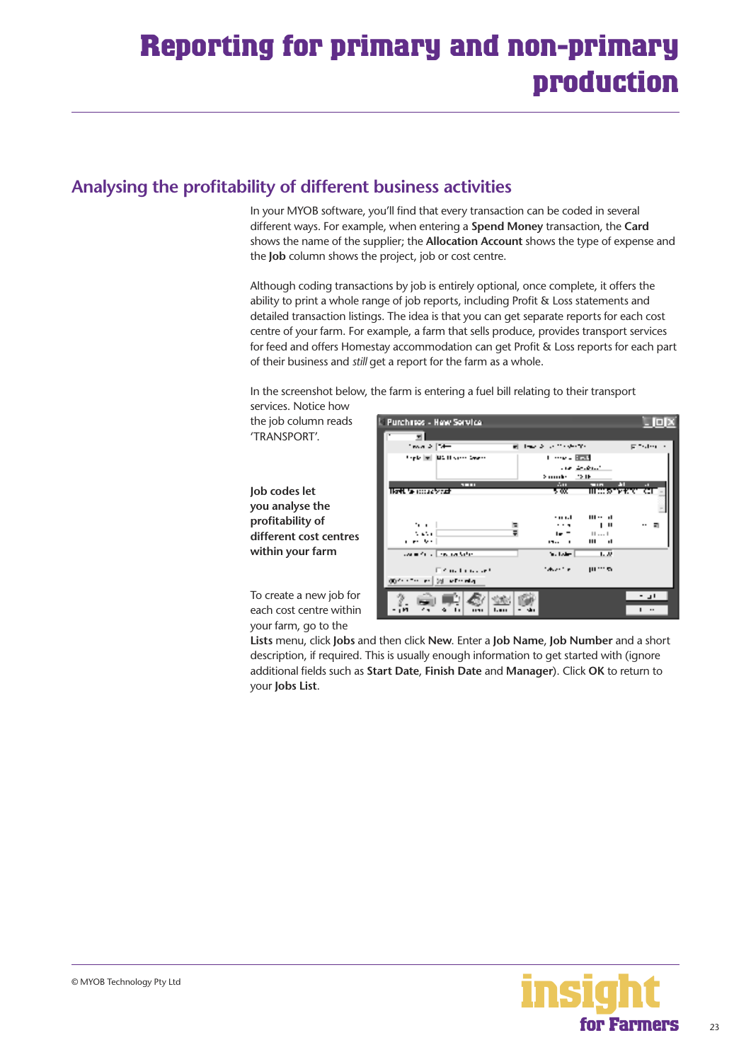# Reporting for primary and non-primary production

## Analysing the profitability of different business activities

In your MYOB software, you'll find that every transaction can be coded in several different ways. For example, when entering a **Spend Money** transaction, the **Card** shows the name of the supplier; the **Allocation Account** shows the type of expense and the **Job** column shows the project, job or cost centre.

Although coding transactions by job is entirely optional, once complete, it offers the ability to print a whole range of job reports, including Profit & Loss statements and detailed transaction listings. The idea is that you can get separate reports for each cost centre of your farm. For example, a farm that sells produce, provides transport services for feed and offers Homestay accommodation can get Profit & Loss reports for each part of their business and *still* get a report for the farm as a whole.

In the screenshot below, the farm is entering a fuel bill relating to their transport services. Notice how the job column reads 'TRANSPORT'.

**Job codes let you analyse the profitability of different cost centres within your farm**

To create a new job for each cost centre within your farm, go to the **Lists** menu, click **Jobs** and then click **New**. Enter a **Job Name**, **Job Number** and a short description, if required. This is usually enough information to get started with (ignore additional fields such as **Start Date**, **Finish Date** and **Manager**). Click **OK** to return to your **Jobs List**.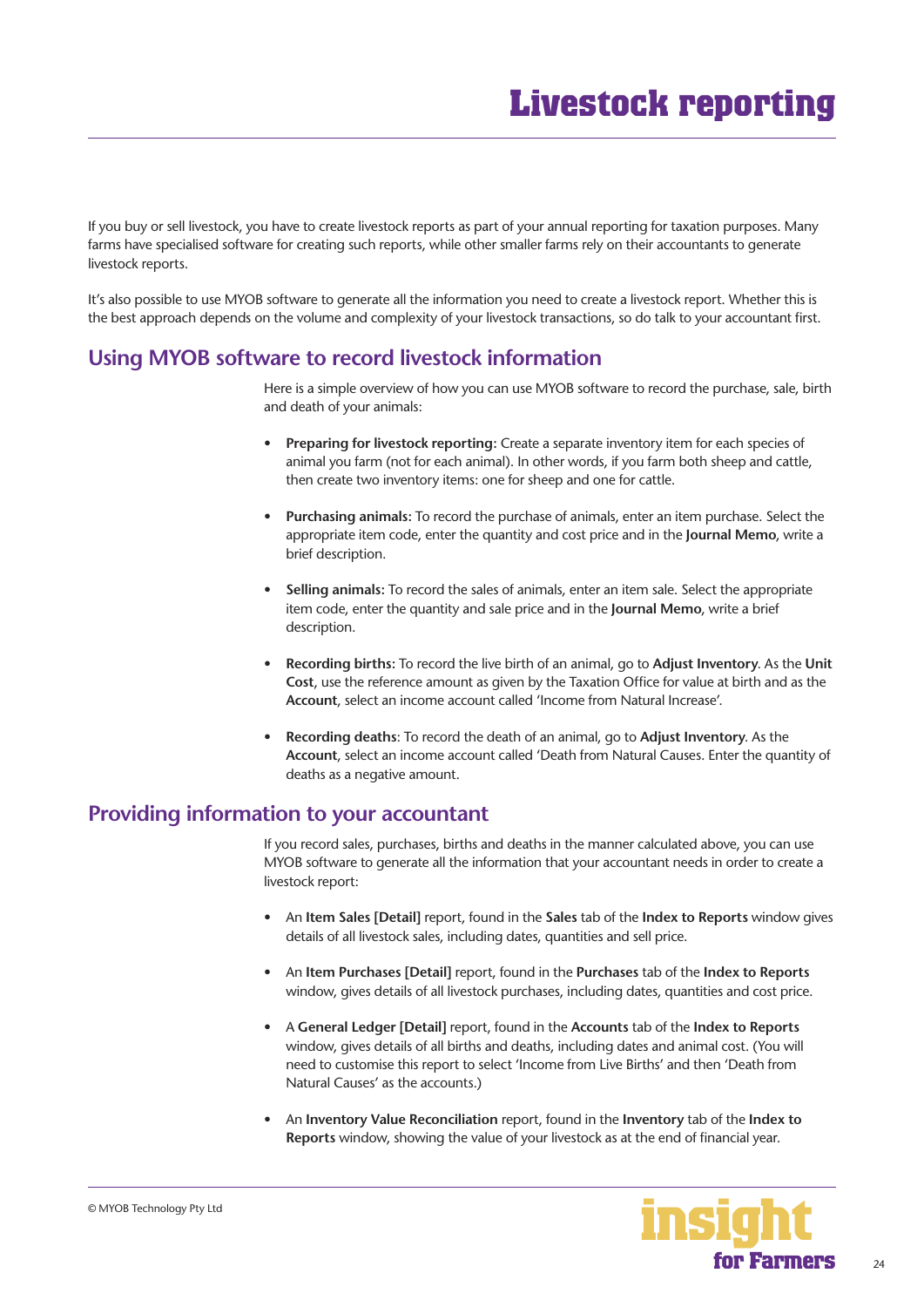# Livestock reporting

If you buy or sell livestock, you have to create livestock reports as part of your annual reporting for taxation purposes. Many farms have specialised software for creating such reports, while other smaller farms rely on their accountants to generate livestock reports.

It's also possible to use MYOB software to generate all the information you need to create a livestock report. Whether this is the best approach depends on the volume and complexity of your livestock transactions, so do talk to your accountant first.

## Using MYOB software to record livestock information

Here is a simple overview of how you can use MYOB software to record the purchase, sale, birth and death of your animals:

- **Preparing for livestock reporting:** Create a separate inventory item for each species of animal you farm (not for each animal). In other words, if you farm both sheep and cattle, then create two inventory items: one for sheep and one for cattle.
- **Purchasing animals:** To record the purchase of animals, enter an item purchase. Select the appropriate item code, enter the quantity and cost price and in the **Journal Memo**, write a brief description.
- **Selling animals:** To record the sales of animals, enter an item sale. Select the appropriate item code, enter the quantity and sale price and in the **Journal Memo**, write a brief description.
- **Recording births:** To record the live birth of an animal, go to **Adjust Inventory**. As the **Unit Cost**, use the reference amount as given by the Taxation Office for value at birth and as the **Account**, select an income account called 'Income from Natural Increase'.
- **Recording deaths**: To record the death of an animal, go to **Adjust Inventory**. As the **Account**, select an income account called 'Death from Natural Causes. Enter the quantity of deaths as a negative amount.

## Providing information to your accountant

If you record sales, purchases, births and deaths in the manner calculated above, you can use MYOB software to generate all the information that your accountant needs in order to create a livestock report:

- An **Item Sales [Detail]** report, found in the **Sales** tab of the **Index to Reports** window gives details of all livestock sales, including dates, quantities and sell price.
- An **Item Purchases [Detail]** report, found in the **Purchases** tab of the **Index to Reports** window, gives details of all livestock purchases, including dates, quantities and cost price.
- A **General Ledger [Detail]** report, found in the **Accounts** tab of the **Index to Reports** window, gives details of all births and deaths, including dates and animal cost. (You will need to customise this report to select 'Income from Live Births' and then 'Death from Natural Causes' as the accounts.)
- An **Inventory Value Reconciliation** report, found in the **Inventory** tab of the **Index to Reports** window, showing the value of your livestock as at the end of financial year.

© MYOB Technology Pty Ltd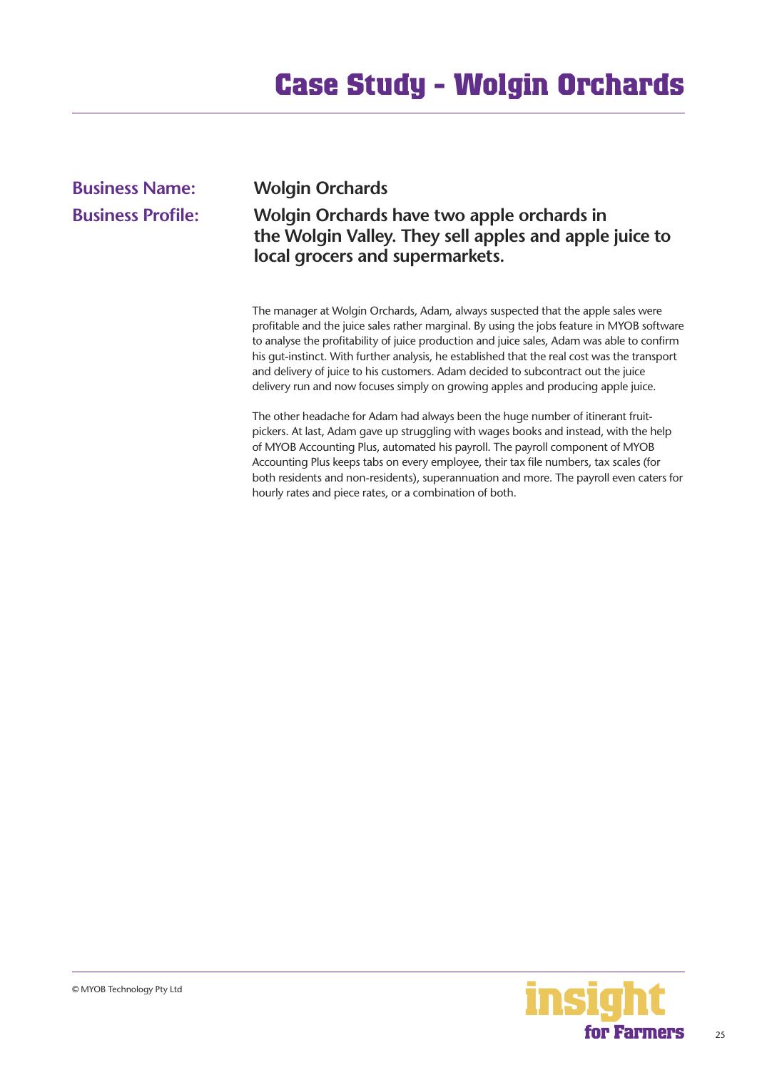# Case Study - Wolgin Orchards

**Business Name:** **Wolgin Orchards**

**Business Profile:** **Wolgin Orchards have two apple orchards in the Wolgin Valley. They sell apples and apple juice to local grocers and supermarkets.**

The manager at Wolgin Orchards, Adam, always suspected that the apple sales were profitable and the juice sales rather marginal. By using the jobs feature in MYOB software to analyse the profitability of juice production and juice sales, Adam was able to confirm his gut-instinct. With further analysis, he established that the real cost was the transport and delivery of juice to his customers. Adam decided to subcontract out the juice delivery run and now focuses simply on growing apples and producing apple juice.

The other headache for Adam had always been the huge number of itinerant fruit-pickers. At last, Adam gave up struggling with wages books and instead, with the help of MYOB Accounting Plus, automated his payroll. The payroll component of MYOB Accounting Plus keeps tabs on every employee, their tax file numbers, tax scales (for both residents and non-residents), superannuation and more. The payroll even caters for hourly rates and piece rates, or a combination of both.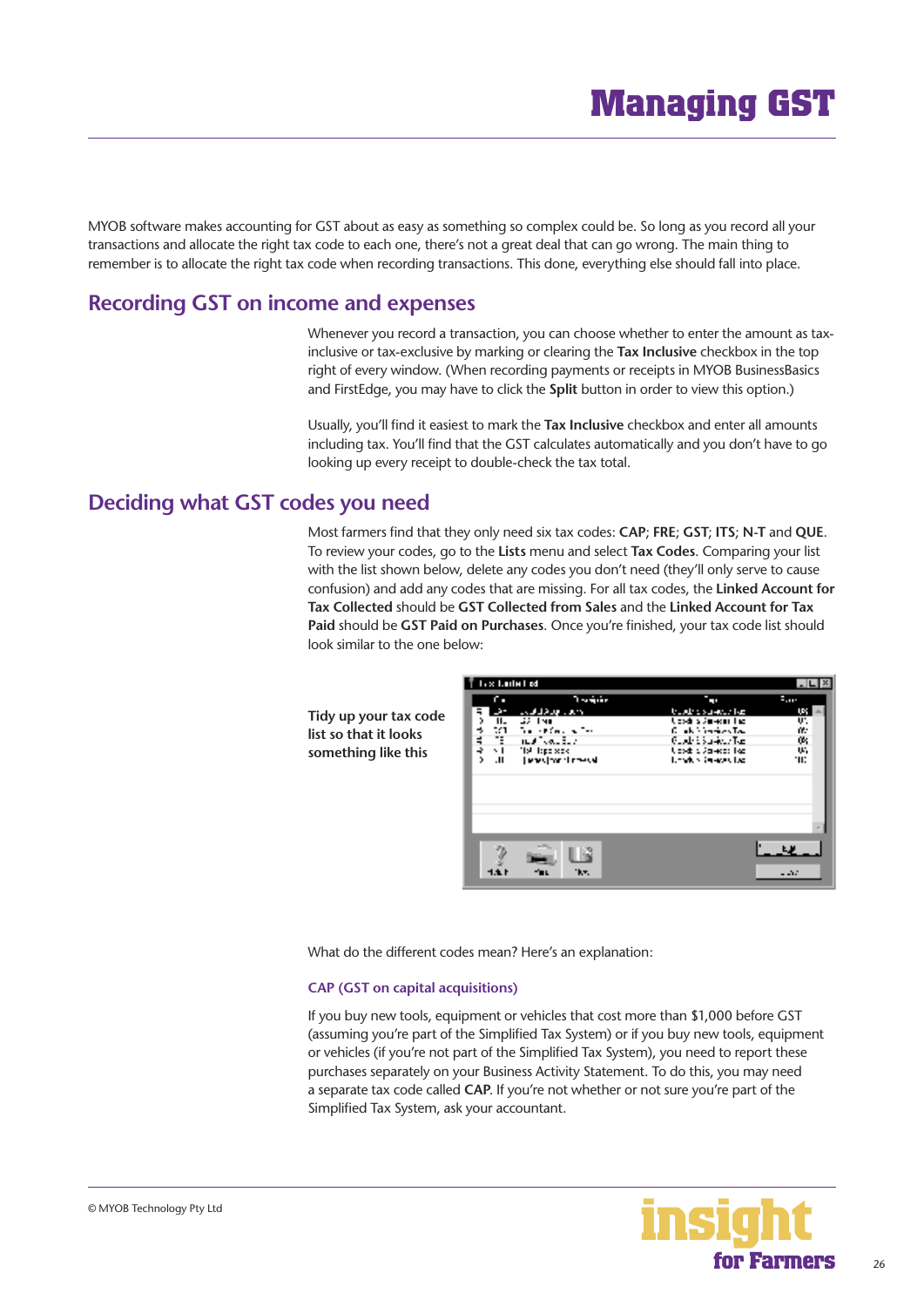# Managing GST

MYOB software makes accounting for GST about as easy as something so complex could be. So long as you record all your transactions and allocate the right tax code to each one, there's not a great deal that can go wrong. The main thing to remember is to allocate the right tax code when recording transactions. This done, everything else should fall into place.

## Recording GST on income and expenses

Whenever you record a transaction, you can choose whether to enter the amount as tax-inclusive or tax-exclusive by marking or clearing the **Tax Inclusive** checkbox in the top right of every window. (When recording payments or receipts in MYOB BusinessBasics and FirstEdge, you may have to click the **Split** button in order to view this option.)

Usually, you'll find it easiest to mark the **Tax Inclusive** checkbox and enter all amounts including tax. You'll find that the GST calculates automatically and you don't have to go looking up every receipt to double-check the tax total.

## Deciding what GST codes you need

Most farmers find that they only need six tax codes: **CAP**; **FRE**; **GST**; **ITS**; **N-T** and **QUE**. To review your codes, go to the **Lists** menu and select **Tax Codes**. Comparing your list with the list shown below, delete any codes you don't need (they'll only serve to cause confusion) and add any codes that are missing. For all tax codes, the **Linked Account for Tax Collected** should be **GST Collected from Sales** and the **Linked Account for Tax Paid** should be **GST Paid on Purchases**. Once you're finished, your tax code list should look similar to the one below:

**Tidy up your tax code list so that it looks something like this**

What do the different codes mean? Here's an explanation:

### CAP (GST on capital acquisitions)

If you buy new tools, equipment or vehicles that cost more than $1,000 before GST (assuming you're part of the Simplified Tax System) or if you buy new tools, equipment or vehicles (if you're not part of the Simplified Tax System), you need to report these purchases separately on your Business Activity Statement. To do this, you may need a separate tax code called **CAP**. If you're not whether or not sure you're part of the Simplified Tax System, ask your accountant.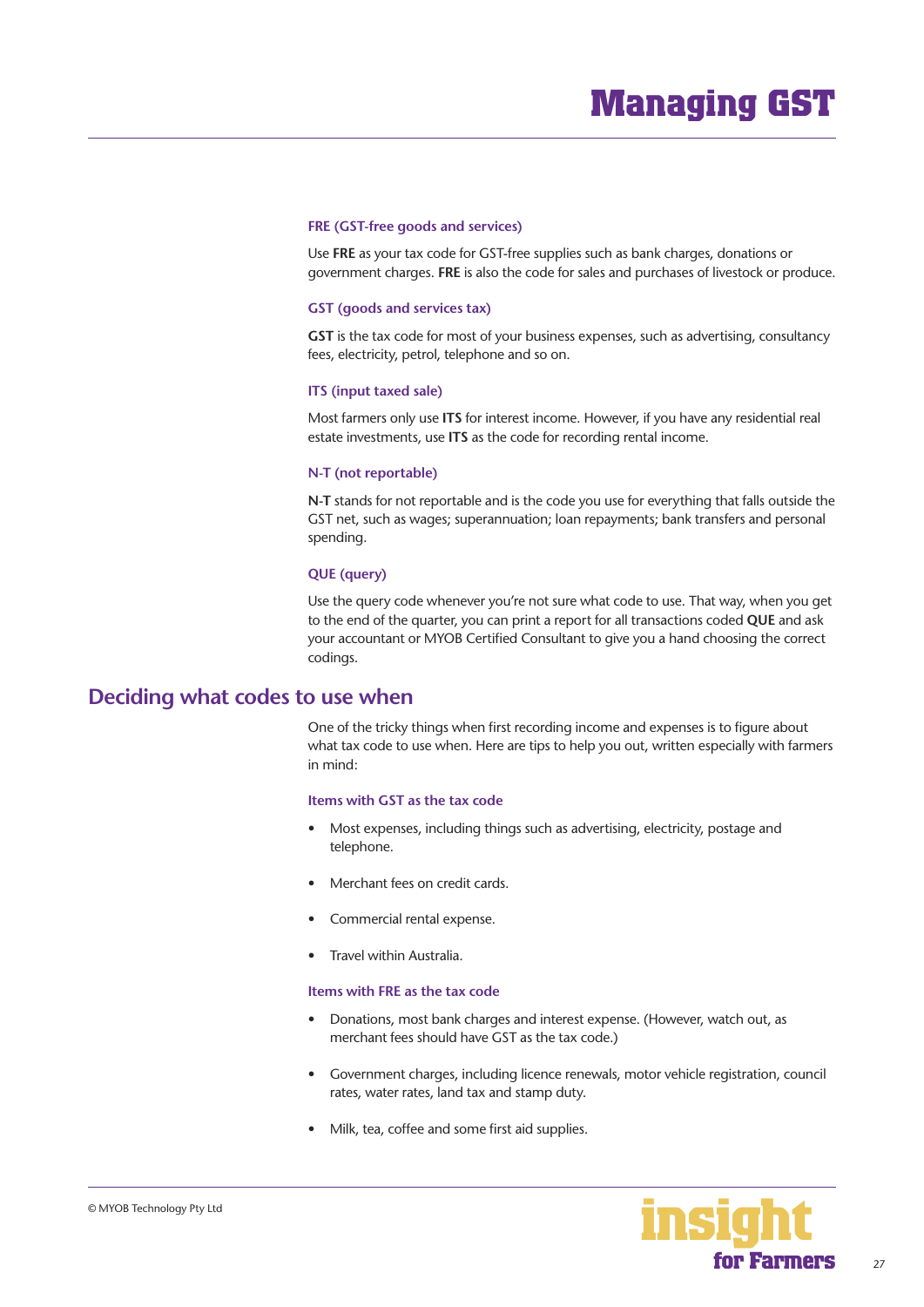# Managing GST

### FRE (GST-free goods and services)

Use **FRE** as your tax code for GST-free supplies such as bank charges, donations or government charges. **FRE** is also the code for sales and purchases of livestock or produce.

### GST (goods and services tax)

**GST** is the tax code for most of your business expenses, such as advertising, consultancy fees, electricity, petrol, telephone and so on.

### ITS (input taxed sale)

Most farmers only use **ITS** for interest income. However, if you have any residential real estate investments, use **ITS** as the code for recording rental income.

### N-T (not reportable)

**N-T** stands for not reportable and is the code you use for everything that falls outside the GST net, such as wages; superannuation; loan repayments; bank transfers and personal spending.

### QUE (query)

Use the query code whenever you're not sure what code to use. That way, when you get to the end of the quarter, you can print a report for all transactions coded **QUE** and ask your accountant or MYOB Certified Consultant to give you a hand choosing the correct codings.

## Deciding what codes to use when

One of the tricky things when first recording income and expenses is to figure about what tax code to use when. Here are tips to help you out, written especially with farmers in mind:

### Items with GST as the tax code

- Most expenses, including things such as advertising, electricity, postage and telephone.
- Merchant fees on credit cards.
- Commercial rental expense.
- Travel within Australia.

### Items with FRE as the tax code

- Donations, most bank charges and interest expense. (However, watch out, as merchant fees should have GST as the tax code.)
- Government charges, including licence renewals, motor vehicle registration, council rates, water rates, land tax and stamp duty.
- Milk, tea, coffee and some first aid supplies.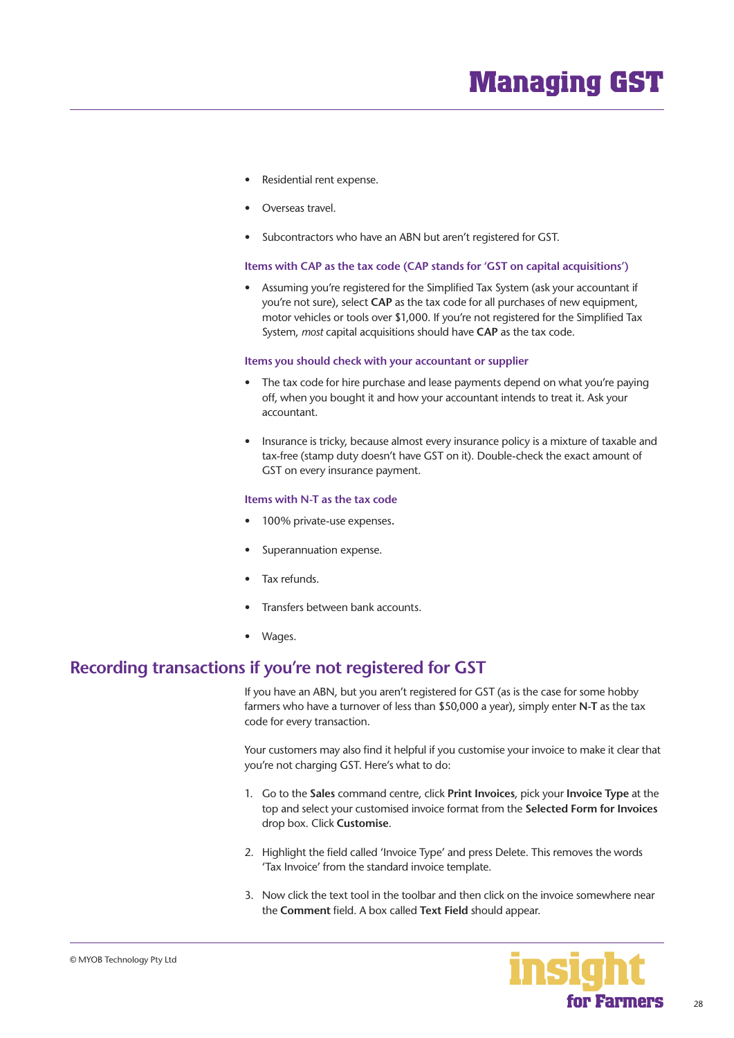- Residential rent expense.
- Overseas travel.
- Subcontractors who have an ABN but aren't registered for GST.

### Items with CAP as the tax code (CAP stands for 'GST on capital acquisitions')

- Assuming you're registered for the Simplified Tax System (ask your accountant if you're not sure), select **CAP** as the tax code for all purchases of new equipment, motor vehicles or tools over $1,000. If you're not registered for the Simplified Tax System, *most* capital acquisitions should have **CAP** as the tax code.

### Items you should check with your accountant or supplier

- The tax code for hire purchase and lease payments depend on what you're paying off, when you bought it and how your accountant intends to treat it. Ask your accountant.
- Insurance is tricky, because almost every insurance policy is a mixture of taxable and tax-free (stamp duty doesn't have GST on it). Double-check the exact amount of GST on every insurance payment.

### Items with N-T as the tax code

- 100% private-use expenses.
- Superannuation expense.
- Tax refunds.
- Transfers between bank accounts.
- Wages.

## Recording transactions if you're not registered for GST

If you have an ABN, but you aren't registered for GST (as is the case for some hobby farmers who have a turnover of less than $50,000 a year), simply enter **N-T** as the tax code for every transaction.

Your customers may also find it helpful if you customise your invoice to make it clear that you're not charging GST. Here's what to do:

1. Go to the **Sales** command centre, click **Print Invoices**, pick your **Invoice Type** at the top and select your customised invoice format from the **Selected Form for Invoices** drop box. Click **Customise**.
2. Highlight the field called 'Invoice Type' and press Delete. This removes the words 'Tax Invoice' from the standard invoice template.
3. Now click the text tool in the toolbar and then click on the invoice somewhere near the **Comment** field. A box called **Text Field** should appear.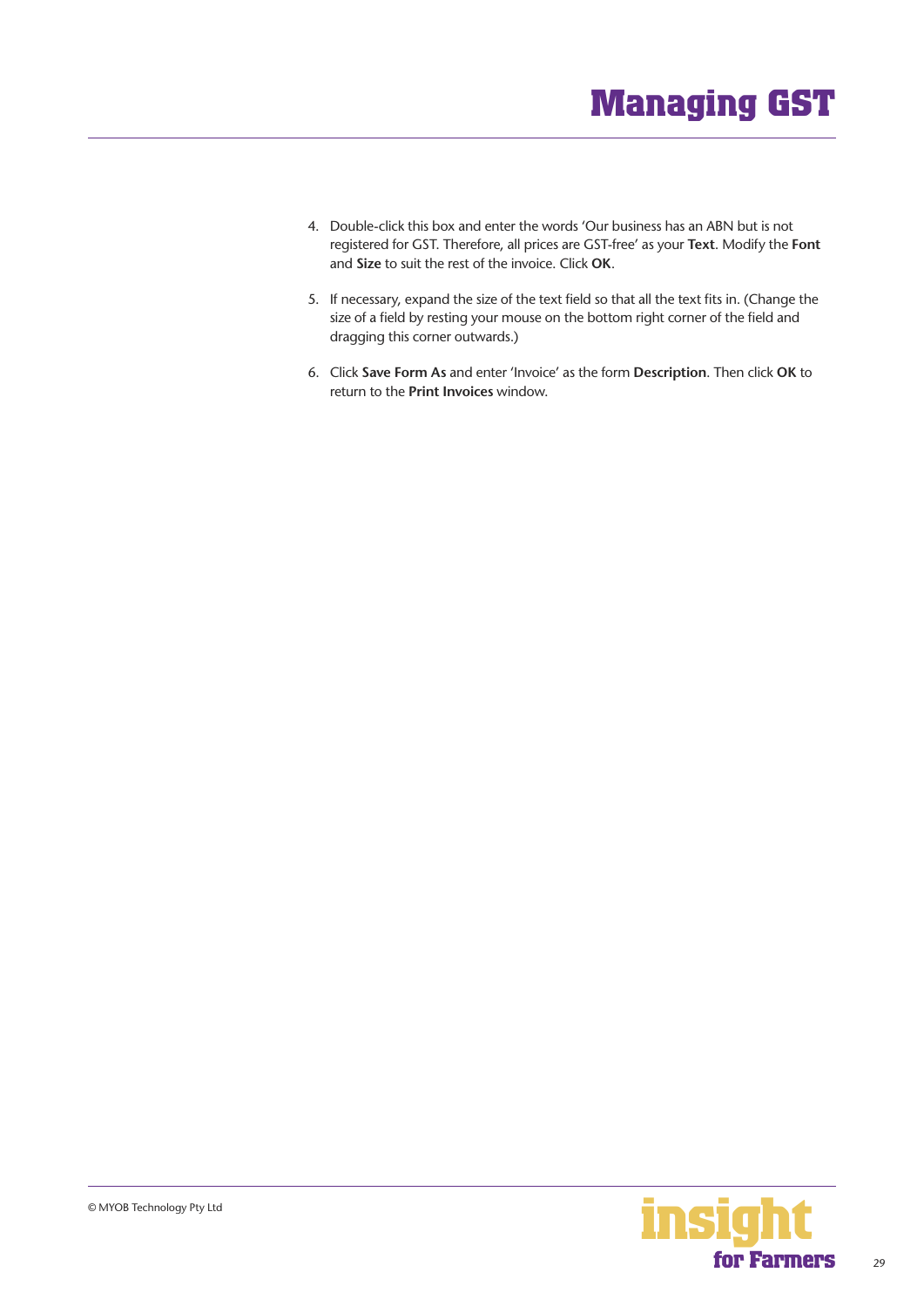4. Double-click this box and enter the words ‘Our business has an ABN but is not registered for GST. Therefore, all prices are GST-free’ as your **Text**. Modify the **Font** and **Size** to suit the rest of the invoice. Click **OK**.

5. If necessary, expand the size of the text field so that all the text fits in. (Change the size of a field by resting your mouse on the bottom right corner of the field and dragging this corner outwards.)

6. Click **Save Form As** and enter ‘Invoice’ as the form **Description**. Then click **OK** to return to the **Print Invoices** window.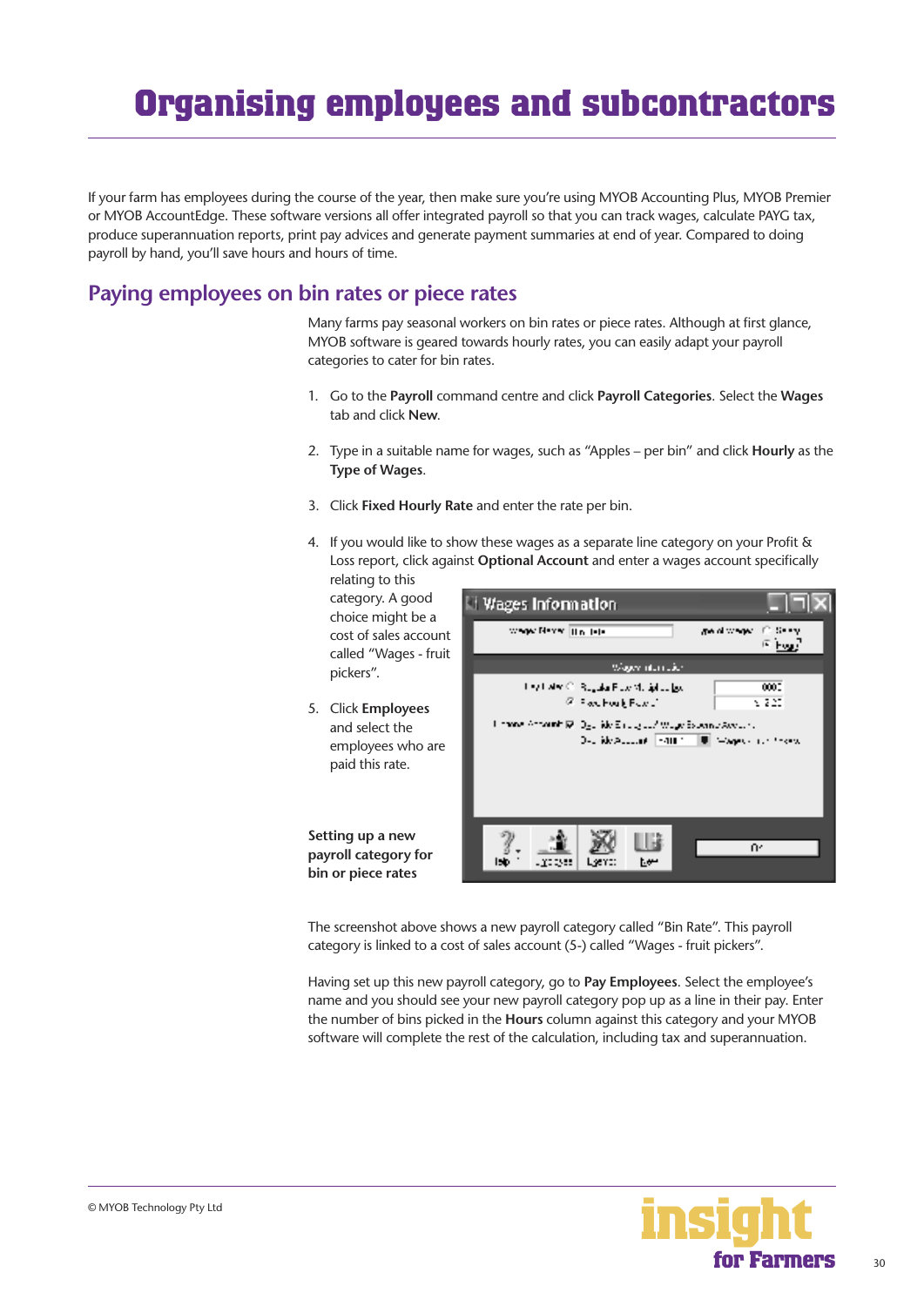# Organising employees and subcontractors

If your farm has employees during the course of the year, then make sure you're using MYOB Accounting Plus, MYOB Premier or MYOB AccountEdge. These software versions all offer integrated payroll so that you can track wages, calculate PAYG tax, produce superannuation reports, print pay advices and generate payment summaries at end of year. Compared to doing payroll by hand, you'll save hours and hours of time.

## Paying employees on bin rates or piece rates

Many farms pay seasonal workers on bin rates or piece rates. Although at first glance, MYOB software is geared towards hourly rates, you can easily adapt your payroll categories to cater for bin rates.

1. Go to the **Payroll** command centre and click **Payroll Categories**. Select the **Wages** tab and click **New**.
2. Type in a suitable name for wages, such as "Apples – per bin" and click **Hourly** as the **Type of Wages**.
3. Click **Fixed Hourly Rate** and enter the rate per bin.
4. If you would like to show these wages as a separate line category on your Profit & Loss report, click against **Optional Account** and enter a wages account specifically relating to this category. A good choice might be a cost of sales account called "Wages - fruit pickers".
5. Click **Employees** and select the employees who are paid this rate.

**Setting up a new payroll category for bin or piece rates**

The screenshot above shows a new payroll category called "Bin Rate". This payroll category is linked to a cost of sales account (5-) called "Wages - fruit pickers".

Having set up this new payroll category, go to **Pay Employees**. Select the employee's name and you should see your new payroll category pop up as a line in their pay. Enter the number of bins picked in the **Hours** column against this category and your MYOB software will complete the rest of the calculation, including tax and superannuation.

© MYOB Technology Pty Ltd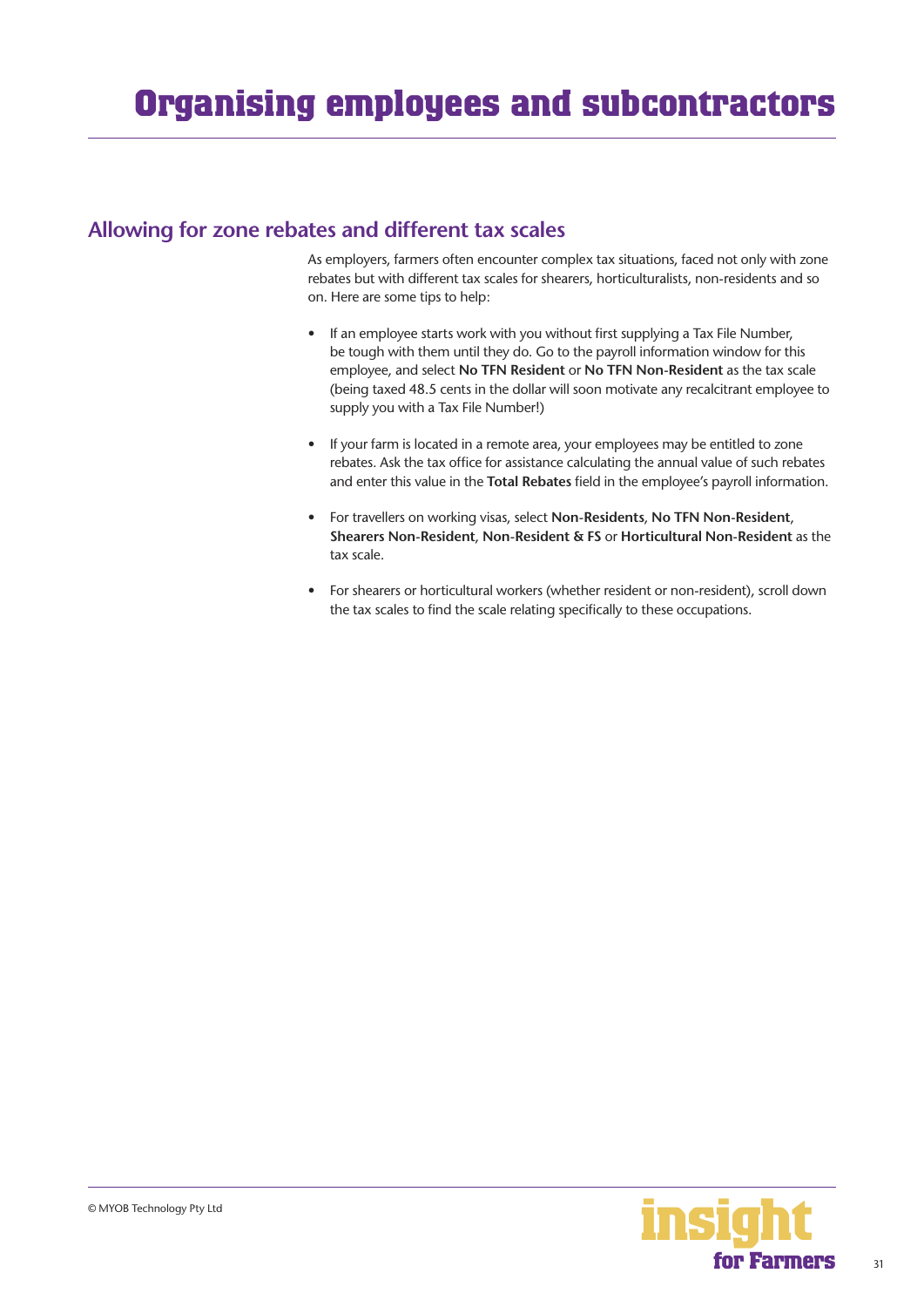# Organising employees and subcontractors

## Allowing for zone rebates and different tax scales

As employers, farmers often encounter complex tax situations, faced not only with zone rebates but with different tax scales for shearers, horticulturalists, non-residents and so on. Here are some tips to help:

- If an employee starts work with you without first supplying a Tax File Number, be tough with them until they do. Go to the payroll information window for this employee, and select **No TFN Resident** or **No TFN Non-Resident** as the tax scale (being taxed 48.5 cents in the dollar will soon motivate any recalcitrant employee to supply you with a Tax File Number!)

- If your farm is located in a remote area, your employees may be entitled to zone rebates. Ask the tax office for assistance calculating the annual value of such rebates and enter this value in the **Total Rebates** field in the employee's payroll information.

- For travellers on working visas, select **Non-Residents**, **No TFN Non-Resident**, **Shearers Non-Resident**, **Non-Resident & FS** or **Horticultural Non-Resident** as the tax scale.

- For shearers or horticultural workers (whether resident or non-resident), scroll down the tax scales to find the scale relating specifically to these occupations.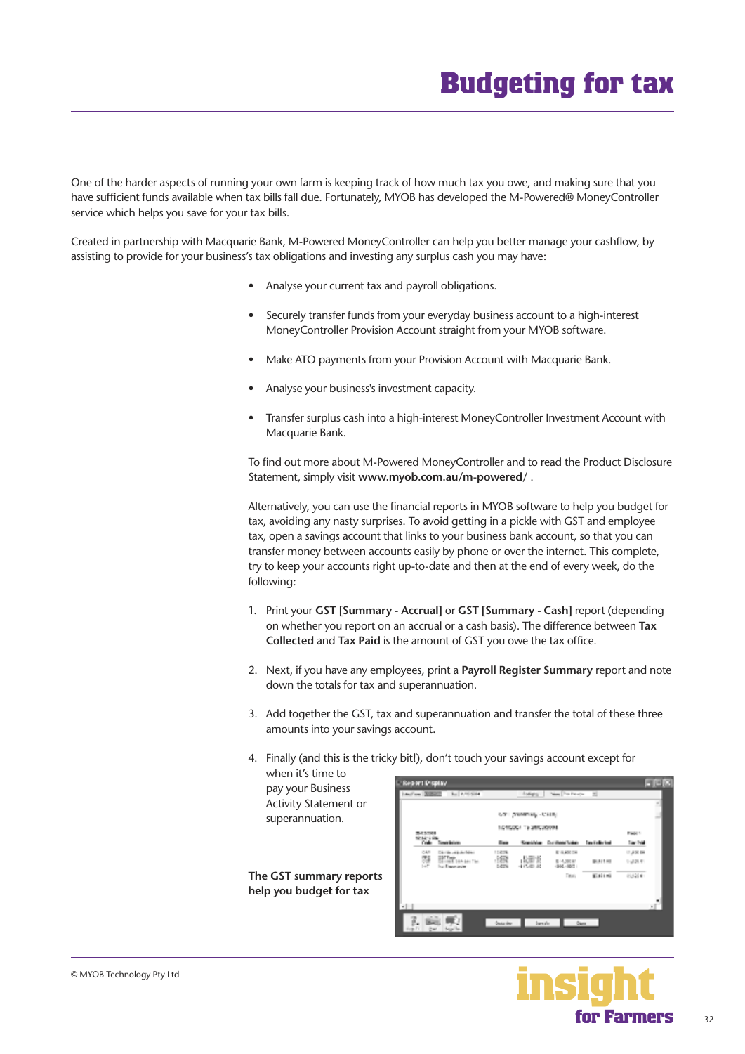# Budgeting for tax

One of the harder aspects of running your own farm is keeping track of how much tax you owe, and making sure that you have sufficient funds available when tax bills fall due. Fortunately, MYOB has developed the M-Powered® MoneyController service which helps you save for your tax bills.

Created in partnership with Macquarie Bank, M-Powered MoneyController can help you better manage your cashflow, by assisting to provide for your business's tax obligations and investing any surplus cash you may have:

- Analyse your current tax and payroll obligations.
- Securely transfer funds from your everyday business account to a high-interest MoneyController Provision Account straight from your MYOB software.
- Make ATO payments from your Provision Account with Macquarie Bank.
- Analyse your business's investment capacity.
- Transfer surplus cash into a high-interest MoneyController Investment Account with Macquarie Bank.

To find out more about M-Powered MoneyController and to read the Product Disclosure Statement, simply visit **www.myob.com.au/m-powered/** .

Alternatively, you can use the financial reports in MYOB software to help you budget for tax, avoiding any nasty surprises. To avoid getting in a pickle with GST and employee tax, open a savings account that links to your business bank account, so that you can transfer money between accounts easily by phone or over the internet. This complete, try to keep your accounts right up-to-date and then at the end of every week, do the following:

1. Print your **GST [Summary - Accrual]** or **GST [Summary - Cash]** report (depending on whether you report on an accrual or a cash basis). The difference between **Tax Collected** and **Tax Paid** is the amount of GST you owe the tax office.
2. Next, if you have any employees, print a **Payroll Register Summary** report and note down the totals for tax and superannuation.
3. Add together the GST, tax and superannuation and transfer the total of these three amounts into your savings account.
4. Finally (and this is the tricky bit!), don't touch your savings account except for when it's time to pay your Business Activity Statement or superannuation.

**The GST summary reports help you budget for tax**

© MYOB Technology Pty Ltd